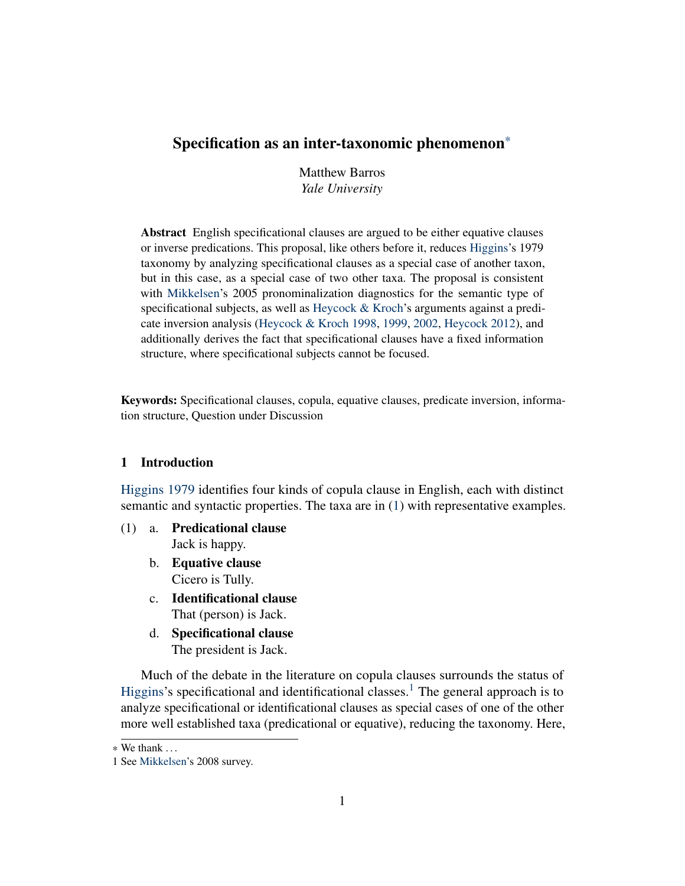# Specification as an inter-taxonomic phenomenon*

Matthew Barros
*Yale University*

**Abstract** English specificational clauses are argued to be either equative clauses or inverse predications. This proposal, like others before it, reduces Higgins's 1979 taxonomy by analyzing specificational clauses as a special case of another taxon, but in this case, as a special case of two other taxa. The proposal is consistent with Mikkelsen's 2005 pronominalization diagnostics for the semantic type of specificational subjects, as well as Heycock & Kroch's arguments against a predicate inversion analysis (Heycock & Kroch 1998, 1999, 2002, Heycock 2012), and additionally derives the fact that specificational clauses have a fixed information structure, where specificational subjects cannot be focused.

**Keywords:** Specificational clauses, copula, equative clauses, predicate inversion, information structure, Question under Discussion

## 1 Introduction

Higgins 1979 identifies four kinds of copula clause in English, each with distinct semantic and syntactic properties. The taxa are in (1) with representative examples.

(1) a. **Predicational clause**
Jack is happy.

b. **Equative clause**
Cicero is Tully.

c. **Identificational clause**
That (person) is Jack.

d. **Specificational clause**
The president is Jack.

Much of the debate in the literature on copula clauses surrounds the status of Higgins's specificational and identificational classes.[1] The general approach is to analyze specificational or identificational clauses as special cases of one of the other more well established taxa (predicational or equative), reducing the taxonomy. Here,

∗ We thank . . .

1 See Mikkelsen's 2008 survey.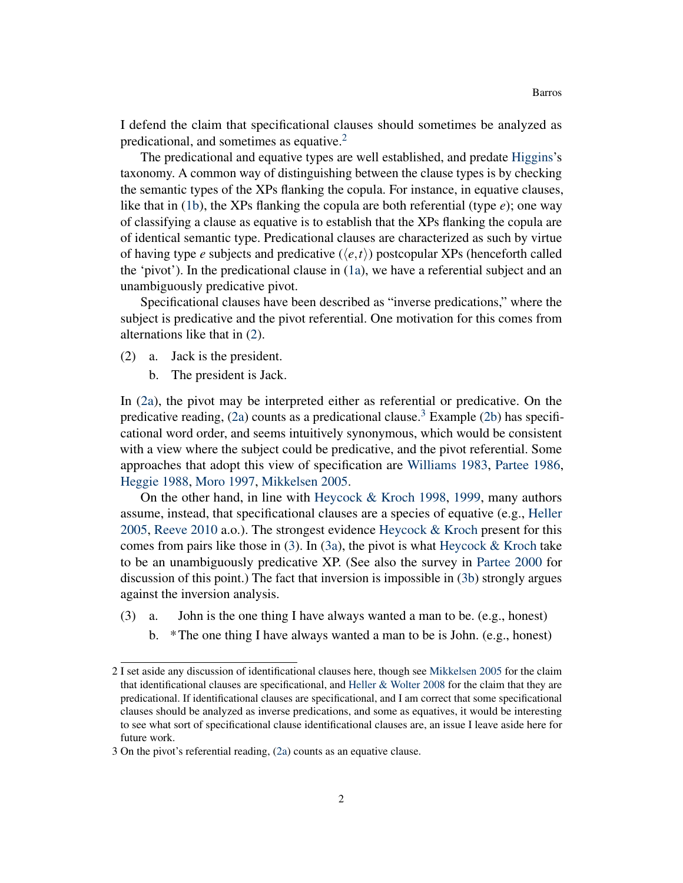I defend the claim that specificational clauses should sometimes be analyzed as predicational, and sometimes as equative.[2]

The predicational and equative types are well established, and predate Higgins's taxonomy. A common way of distinguishing between the clause types is by checking the semantic types of the XPs flanking the copula. For instance, in equative clauses, like that in (1b), the XPs flanking the copula are both referential (type *e*); one way of classifying a clause as equative is to establish that the XPs flanking the copula are of identical semantic type. Predicational clauses are characterized as such by virtue of having type *e* subjects and predicative ($\langle e,t \rangle$) postcopular XPs (henceforth called the 'pivot'). In the predicational clause in (1a), we have a referential subject and an unambiguously predicative pivot.

Specificational clauses have been described as "inverse predications," where the subject is predicative and the pivot referential. One motivation for this comes from alternations like that in (2).

(2) a. Jack is the president.
    b. The president is Jack.

In (2a), the pivot may be interpreted either as referential or predicative. On the predicative reading, (2a) counts as a predicational clause.[3] Example (2b) has specificational word order, and seems intuitively synonymous, which would be consistent with a view where the subject could be predicative, and the pivot referential. Some approaches that adopt this view of specification are Williams 1983, Partee 1986, Heggie 1988, Moro 1997, Mikkelsen 2005.

On the other hand, in line with Heycock & Kroch 1998, 1999, many authors assume, instead, that specificational clauses are a species of equative (e.g., Heller 2005, Reeve 2010 a.o.). The strongest evidence Heycock & Kroch present for this comes from pairs like those in (3). In (3a), the pivot is what Heycock & Kroch take to be an unambiguously predicative XP. (See also the survey in Partee 2000 for discussion of this point.) The fact that inversion is impossible in (3b) strongly argues against the inversion analysis.

(3) a. John is the one thing I have always wanted a man to be. (e.g., honest)
    b. *The one thing I have always wanted a man to be is John. (e.g., honest)

---

2 I set aside any discussion of identificational clauses here, though see Mikkelsen 2005 for the claim that identificational clauses are specificational, and Heller & Wolter 2008 for the claim that they are predicational. If identificational clauses are specificational, and I am correct that some specificational clauses should be analyzed as inverse predications, and some as equatives, it would be interesting to see what sort of specificational clause identificational clauses are, an issue I leave aside here for future work.

3 On the pivot's referential reading, (2a) counts as an equative clause.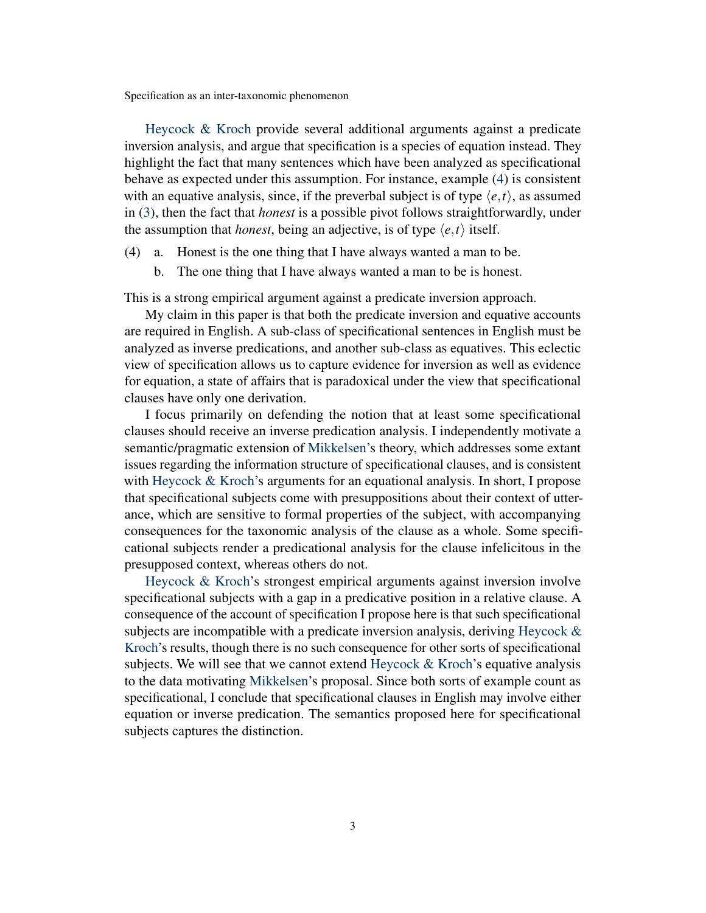Heycock & Kroch provide several additional arguments against a predicate inversion analysis, and argue that specification is a species of equation instead. They highlight the fact that many sentences which have been analyzed as specificational behave as expected under this assumption. For instance, example (4) is consistent with an equative analysis, since, if the preverbal subject is of type $\langle e,t\rangle$, as assumed in (3), then the fact that *honest* is a possible pivot follows straightforwardly, under the assumption that *honest*, being an adjective, is of type $\langle e,t\rangle$ itself.

(4) a. Honest is the one thing that I have always wanted a man to be.
  b. The one thing that I have always wanted a man to be is honest.

This is a strong empirical argument against a predicate inversion approach.

My claim in this paper is that both the predicate inversion and equative accounts are required in English. A sub-class of specificational sentences in English must be analyzed as inverse predications, and another sub-class as equatives. This eclectic view of specification allows us to capture evidence for inversion as well as evidence for equation, a state of affairs that is paradoxical under the view that specificational clauses have only one derivation.

I focus primarily on defending the notion that at least some specificational clauses should receive an inverse predication analysis. I independently motivate a semantic/pragmatic extension of Mikkelsen's theory, which addresses some extant issues regarding the information structure of specificational clauses, and is consistent with Heycock & Kroch's arguments for an equational analysis. In short, I propose that specificational subjects come with presuppositions about their context of utterance, which are sensitive to formal properties of the subject, with accompanying consequences for the taxonomic analysis of the clause as a whole. Some specificational subjects render a predicational analysis for the clause infelicitous in the presupposed context, whereas others do not.

Heycock & Kroch's strongest empirical arguments against inversion involve specificational subjects with a gap in a predicative position in a relative clause. A consequence of the account of specification I propose here is that such specificational subjects are incompatible with a predicate inversion analysis, deriving Heycock & Kroch's results, though there is no such consequence for other sorts of specificational subjects. We will see that we cannot extend Heycock & Kroch's equative analysis to the data motivating Mikkelsen's proposal. Since both sorts of example count as specificational, I conclude that specificational clauses in English may involve either equation or inverse predication. The semantics proposed here for specificational subjects captures the distinction.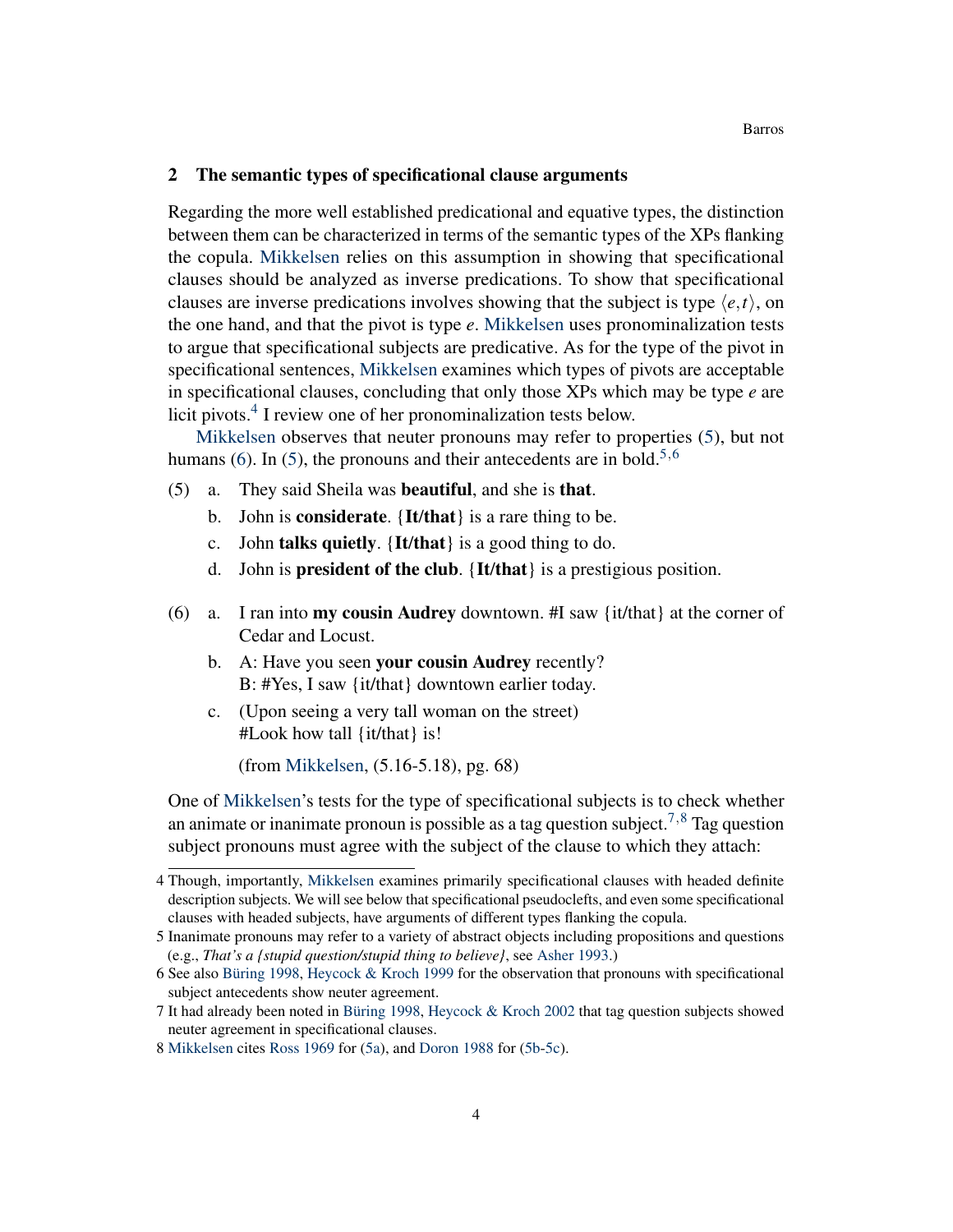## 2 The semantic types of specificational clause arguments

Regarding the more well established predicational and equative types, the distinction between them can be characterized in terms of the semantic types of the XPs flanking the copula. Mikkelsen relies on this assumption in showing that specificational clauses should be analyzed as inverse predications. To show that specificational clauses are inverse predications involves showing that the subject is type $\langle e,t \rangle$, on the one hand, and that the pivot is type *e*. Mikkelsen uses pronominalization tests to argue that specificational subjects are predicative. As for the type of the pivot in specificational sentences, Mikkelsen examines which types of pivots are acceptable in specificational clauses, concluding that only those XPs which may be type *e* are licit pivots.[4] I review one of her pronominalization tests below.

Mikkelsen observes that neuter pronouns may refer to properties (5), but not humans (6). In (5), the pronouns and their antecedents are in bold.[5,6]

(5) a. They said Sheila was **beautiful**, and she is **that**.
  b. John is **considerate**. {**It/that**} is a rare thing to be.
  c. John **talks quietly**. {**It/that**} is a good thing to do.
  d. John is **president of the club**. {**It/that**} is a prestigious position.

(6) a. I ran into **my cousin Audrey** downtown. #I saw {it/that} at the corner of Cedar and Locust.
  b. A: Have you seen **your cousin Audrey** recently?
   B: #Yes, I saw {it/that} downtown earlier today.
  c. (Upon seeing a very tall woman on the street)
   #Look how tall {it/that} is!

   (from Mikkelsen, (5.16-5.18), pg. 68)

One of Mikkelsen's tests for the type of specificational subjects is to check whether an animate or inanimate pronoun is possible as a tag question subject.[7,8] Tag question subject pronouns must agree with the subject of the clause to which they attach:

---

4 Though, importantly, Mikkelsen examines primarily specificational clauses with headed definite description subjects. We will see below that specificational pseudoclefts, and even some specificational clauses with headed subjects, have arguments of different types flanking the copula.

5 Inanimate pronouns may refer to a variety of abstract objects including propositions and questions (e.g., *That's a {stupid question/stupid thing to believe}*, see Asher 1993.)

6 See also Büring 1998, Heycock & Kroch 1999 for the observation that pronouns with specificational subject antecedents show neuter agreement.

7 It had already been noted in Büring 1998, Heycock & Kroch 2002 that tag question subjects showed neuter agreement in specificational clauses.

8 Mikkelsen cites Ross 1969 for (5a), and Doron 1988 for (5b-5c).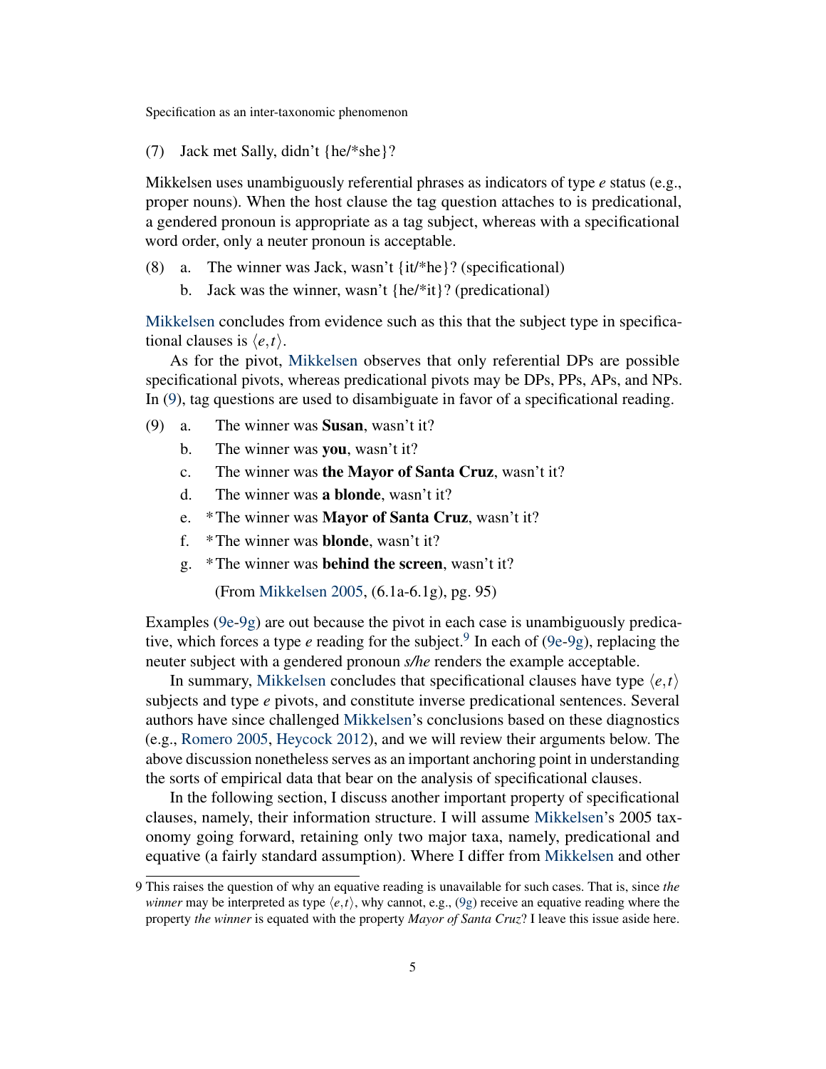(7) Jack met Sally, didn't {he/*she}?

Mikkelsen uses unambiguously referential phrases as indicators of type *e* status (e.g., proper nouns). When the host clause the tag question attaches to is predicational, a gendered pronoun is appropriate as a tag subject, whereas with a specificational word order, only a neuter pronoun is acceptable.

(8) a. The winner was Jack, wasn't {it/*he}? (specificational)

  b. Jack was the winner, wasn't {he/*it}? (predicational)

Mikkelsen concludes from evidence such as this that the subject type in specificational clauses is $\langle e,t \rangle$.

As for the pivot, Mikkelsen observes that only referential DPs are possible specificational pivots, whereas predicational pivots may be DPs, PPs, APs, and NPs. In (9), tag questions are used to disambiguate in favor of a specificational reading.

(9) a. The winner was **Susan**, wasn't it?

  b. The winner was **you**, wasn't it?

  c. The winner was **the Mayor of Santa Cruz**, wasn't it?

  d. The winner was **a blonde**, wasn't it?

  e. *The winner was **Mayor of Santa Cruz**, wasn't it?

  f. *The winner was **blonde**, wasn't it?

  g. *The winner was **behind the screen**, wasn't it?

  (From Mikkelsen 2005, (6.1a-6.1g), pg. 95)

Examples (9e-9g) are out because the pivot in each case is unambiguously predicative, which forces a type *e* reading for the subject.[9] In each of (9e-9g), replacing the neuter subject with a gendered pronoun *s/he* renders the example acceptable.

In summary, Mikkelsen concludes that specificational clauses have type $\langle e,t \rangle$ subjects and type *e* pivots, and constitute inverse predicational sentences. Several authors have since challenged Mikkelsen's conclusions based on these diagnostics (e.g., Romero 2005, Heycock 2012), and we will review their arguments below. The above discussion nonetheless serves as an important anchoring point in understanding the sorts of empirical data that bear on the analysis of specificational clauses.

In the following section, I discuss another important property of specificational clauses, namely, their information structure. I will assume Mikkelsen's 2005 taxonomy going forward, retaining only two major taxa, namely, predicational and equative (a fairly standard assumption). Where I differ from Mikkelsen and other

---

9 This raises the question of why an equative reading is unavailable for such cases. That is, since *the winner* may be interpreted as type $\langle e,t \rangle$, why cannot, e.g., (9g) receive an equative reading where the property *the winner* is equated with the property *Mayor of Santa Cruz*? I leave this issue aside here.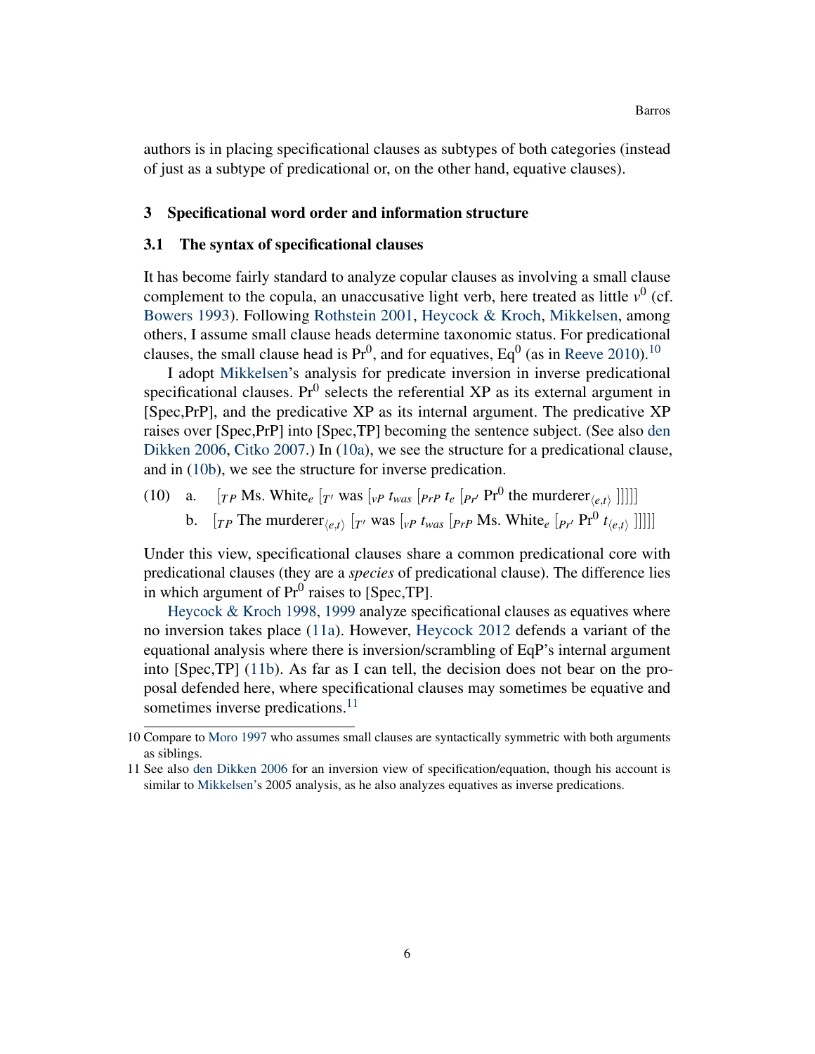authors is in placing specificational clauses as subtypes of both categories (instead of just as a subtype of predicational or, on the other hand, equative clauses).

## 3 Specificational word order and information structure

### 3.1 The syntax of specificational clauses

It has become fairly standard to analyze copular clauses as involving a small clause complement to the copula, an unaccusative light verb, here treated as little $v^0$ (cf. Bowers 1993). Following Rothstein 2001, Heycock & Kroch, Mikkelsen, among others, I assume small clause heads determine taxonomic status. For predicational clauses, the small clause head is $\text{Pr}^0$, and for equatives, $\text{Eq}^0$ (as in Reeve 2010).[10]

I adopt Mikkelsen's analysis for predicate inversion in inverse predicational specificational clauses. $\text{Pr}^0$ selects the referential XP as its external argument in [Spec,PrP], and the predicative XP as its internal argument. The predicative XP raises over [Spec,PrP] into [Spec,TP] becoming the sentence subject. (See also den Dikken 2006, Citko 2007.) In (10a), we see the structure for a predicational clause, and in (10b), we see the structure for inverse predication.

(10) a. $[_{TP}$ Ms. White$_e$ $[_{T'}$ was $[_{vP}$ $t_{was}$ $[_{PrP}$ $t_e$ $[_{Pr'}$ $\text{Pr}^0$ the murderer$_{\langle e,t\rangle}$ $]]]]]$

b. $[_{TP}$ The murderer$_{\langle e,t\rangle}$ $[_{T'}$ was $[_{vP}$ $t_{was}$ $[_{PrP}$ Ms. White$_e$ $[_{Pr'}$ $\text{Pr}^0$ $t_{\langle e,t\rangle}$ $]]]]]$

Under this view, specificational clauses share a common predicational core with predicational clauses (they are a *species* of predicational clause). The difference lies in which argument of $\text{Pr}^0$ raises to [Spec,TP].

Heycock & Kroch 1998, 1999 analyze specificational clauses as equatives where no inversion takes place (11a). However, Heycock 2012 defends a variant of the equational analysis where there is inversion/scrambling of EqP's internal argument into [Spec,TP] (11b). As far as I can tell, the decision does not bear on the proposal defended here, where specificational clauses may sometimes be equative and sometimes inverse predications.[11]

10 Compare to Moro 1997 who assumes small clauses are syntactically symmetric with both arguments as siblings.

11 See also den Dikken 2006 for an inversion view of specification/equation, though his account is similar to Mikkelsen's 2005 analysis, as he also analyzes equatives as inverse predications.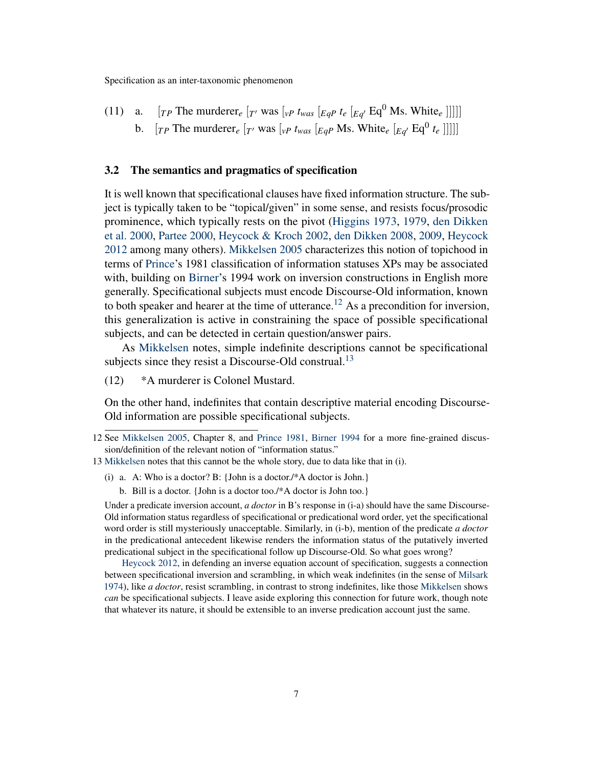(11) a. $[_{TP}$ The murderer$_e$ $[_{T'}$ was $[_{vP}$ $t_{was}$ $[_{EqP}$ $t_e$ $[_{Eq'}$ Eq$^0$ Ms. White$_e$ $]]]]]$

b. $[_{TP}$ The murderer$_e$ $[_{T'}$ was $[_{vP}$ $t_{was}$ $[_{EqP}$ Ms. White$_e$ $[_{Eq'}$ Eq$^0$ $t_e$ $]]]]]$

### 3.2 The semantics and pragmatics of specification

It is well known that specificational clauses have fixed information structure. The subject is typically taken to be "topical/given" in some sense, and resists focus/prosodic prominence, which typically rests on the pivot (Higgins 1973, 1979, den Dikken et al. 2000, Partee 2000, Heycock & Kroch 2002, den Dikken 2008, 2009, Heycock 2012 among many others). Mikkelsen 2005 characterizes this notion of topichood in terms of Prince's 1981 classification of information statuses XPs may be associated with, building on Birner's 1994 work on inversion constructions in English more generally. Specificational subjects must encode Discourse-Old information, known to both speaker and hearer at the time of utterance.[12] As a precondition for inversion, this generalization is active in constraining the space of possible specificational subjects, and can be detected in certain question/answer pairs.

As Mikkelsen notes, simple indefinite descriptions cannot be specificational subjects since they resist a Discourse-Old construal.[13]

(12) *A murderer is Colonel Mustard.

On the other hand, indefinites that contain descriptive material encoding Discourse-Old information are possible specificational subjects.

---

12 See Mikkelsen 2005, Chapter 8, and Prince 1981, Birner 1994 for a more fine-grained discussion/definition of the relevant notion of "information status."

13 Mikkelsen notes that this cannot be the whole story, due to data like that in (i).

(i) a. A: Who is a doctor? B: {John is a doctor./*A doctor is John.}

b. Bill is a doctor. {John is a doctor too./*A doctor is John too.}

Under a predicate inversion account, *a doctor* in B's response in (i-a) should have the same Discourse-Old information status regardless of specificational or predicational word order, yet the specificational word order is still mysteriously unacceptable. Similarly, in (i-b), mention of the predicate *a doctor* in the predicational antecedent likewise renders the information status of the putatively inverted predicational subject in the specificational follow up Discourse-Old. So what goes wrong?

Heycock 2012, in defending an inverse equation account of specification, suggests a connection between specificational inversion and scrambling, in which weak indefinites (in the sense of Milsark 1974), like *a doctor*, resist scrambling, in contrast to strong indefinites, like those Mikkelsen shows *can* be specificational subjects. I leave aside exploring this connection for future work, though note that whatever its nature, it should be extensible to an inverse predication account just the same.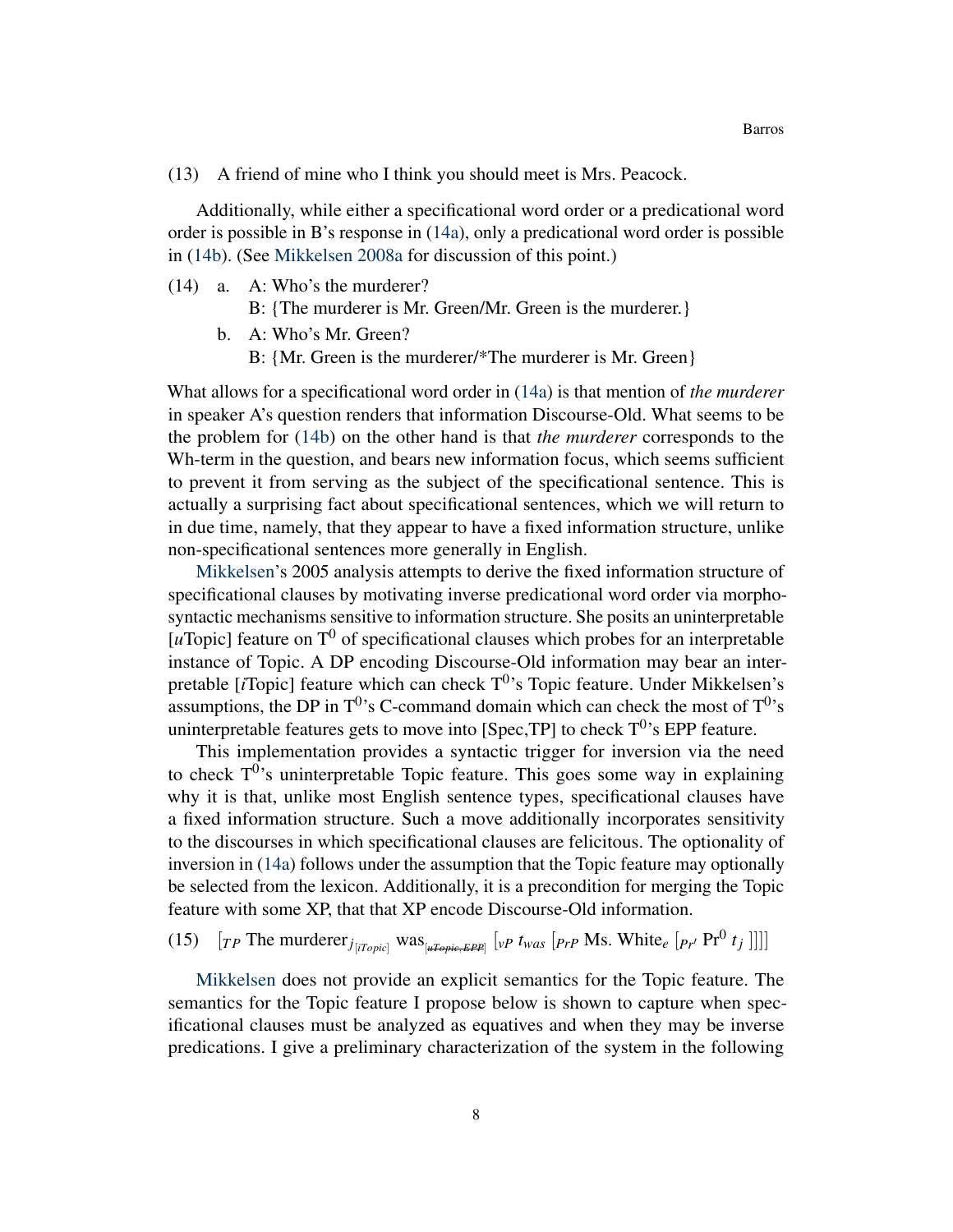(13) A friend of mine who I think you should meet is Mrs. Peacock.

Additionally, while either a specificational word order or a predicational word order is possible in B's response in (14a), only a predicational word order is possible in (14b). (See Mikkelsen 2008a for discussion of this point.)

(14) a. A: Who's the murderer?
B: {The murderer is Mr. Green/Mr. Green is the murderer.}

b. A: Who's Mr. Green?
B: {Mr. Green is the murderer/*The murderer is Mr. Green}

What allows for a specificational word order in (14a) is that mention of *the murderer* in speaker A's question renders that information Discourse-Old. What seems to be the problem for (14b) on the other hand is that *the murderer* corresponds to the Wh-term in the question, and bears new information focus, which seems sufficient to prevent it from serving as the subject of the specificational sentence. This is actually a surprising fact about specificational sentences, which we will return to in due time, namely, that they appear to have a fixed information structure, unlike non-specificational sentences more generally in English.

Mikkelsen's 2005 analysis attempts to derive the fixed information structure of specificational clauses by motivating inverse predicational word order via morphosyntactic mechanisms sensitive to information structure. She posits an uninterpretable [*u*Topic] feature on $T^0$ of specificational clauses which probes for an interpretable instance of Topic. A DP encoding Discourse-Old information may bear an interpretable [*i*Topic] feature which can check $T^0$'s Topic feature. Under Mikkelsen's assumptions, the DP in $T^0$'s C-command domain which can check the most of $T^0$'s uninterpretable features gets to move into [Spec,TP] to check $T^0$'s EPP feature.

This implementation provides a syntactic trigger for inversion via the need to check $T^0$'s uninterpretable Topic feature. This goes some way in explaining why it is that, unlike most English sentence types, specificational clauses have a fixed information structure. Such a move additionally incorporates sensitivity to the discourses in which specificational clauses are felicitous. The optionality of inversion in (14a) follows under the assumption that the Topic feature may optionally be selected from the lexicon. Additionally, it is a precondition for merging the Topic feature with some XP, that that XP encode Discourse-Old information.

(15) $[_{TP}$ The murderer$_{j_{[iTopic]}}$ was$_{[\not{u}\not{T}\!opic,\not{E}\!PP]}$ $[_{vP}$ $t_{was}$ $[_{PrP}$ Ms. White$_e$ $[_{Pr'}$ $Pr^0$ $t_j$ $]]]]$

Mikkelsen does not provide an explicit semantics for the Topic feature. The semantics for the Topic feature I propose below is shown to capture when specificational clauses must be analyzed as equatives and when they may be inverse predications. I give a preliminary characterization of the system in the following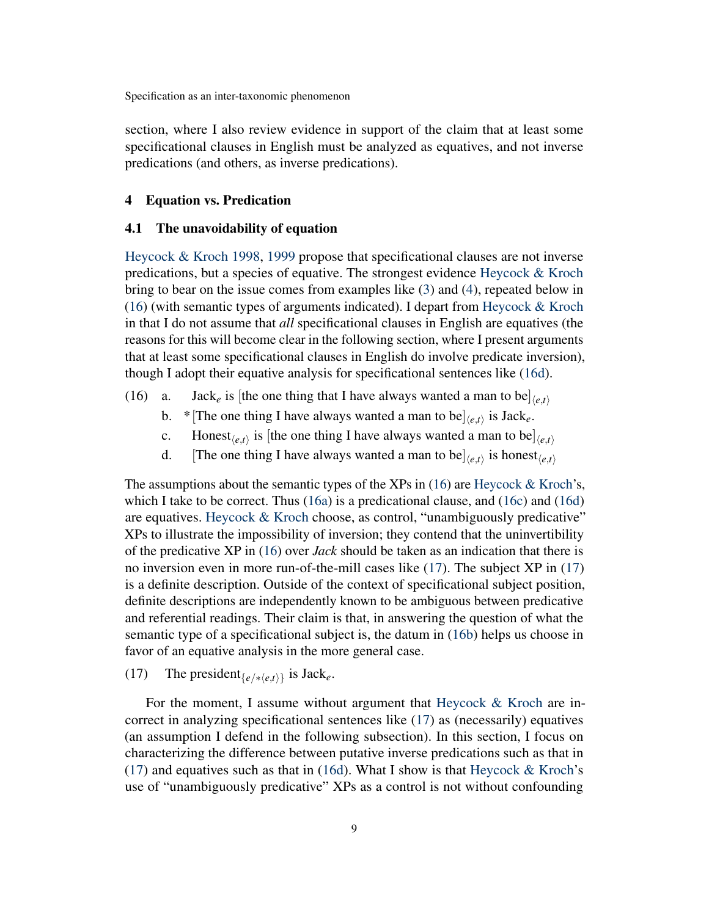section, where I also review evidence in support of the claim that at least some specificational clauses in English must be analyzed as equatives, and not inverse predications (and others, as inverse predications).

## 4 Equation vs. Predication

### 4.1 The unavoidability of equation

Heycock & Kroch 1998, 1999 propose that specificational clauses are not inverse predications, but a species of equative. The strongest evidence Heycock & Kroch bring to bear on the issue comes from examples like (3) and (4), repeated below in (16) (with semantic types of arguments indicated). I depart from Heycock & Kroch in that I do not assume that *all* specificational clauses in English are equatives (the reasons for this will become clear in the following section, where I present arguments that at least some specificational clauses in English do involve predicate inversion), though I adopt their equative analysis for specificational sentences like (16d).

(16) a. Jack$_e$ is [the one thing that I have always wanted a man to be]$_{\langle e,t \rangle}$

b. *[The one thing I have always wanted a man to be]$_{\langle e,t \rangle}$ is Jack$_e$.

c. Honest$_{\langle e,t \rangle}$ is [the one thing I have always wanted a man to be]$_{\langle e,t \rangle}$

d. [The one thing I have always wanted a man to be]$_{\langle e,t \rangle}$ is honest$_{\langle e,t \rangle}$

The assumptions about the semantic types of the XPs in (16) are Heycock & Kroch's, which I take to be correct. Thus (16a) is a predicational clause, and (16c) and (16d) are equatives. Heycock & Kroch choose, as control, "unambiguously predicative" XPs to illustrate the impossibility of inversion; they contend that the uninvertibility of the predicative XP in (16) over *Jack* should be taken as an indication that there is no inversion even in more run-of-the-mill cases like (17). The subject XP in (17) is a definite description. Outside of the context of specificational subject position, definite descriptions are independently known to be ambiguous between predicative and referential readings. Their claim is that, in answering the question of what the semantic type of a specificational subject is, the datum in (16b) helps us choose in favor of an equative analysis in the more general case.

(17) The president$_{\{e/*\langle e,t \rangle\}}$ is Jack$_e$.

For the moment, I assume without argument that Heycock & Kroch are incorrect in analyzing specificational sentences like (17) as (necessarily) equatives (an assumption I defend in the following subsection). In this section, I focus on characterizing the difference between putative inverse predications such as that in (17) and equatives such as that in (16d). What I show is that Heycock & Kroch's use of "unambiguously predicative" XPs as a control is not without confounding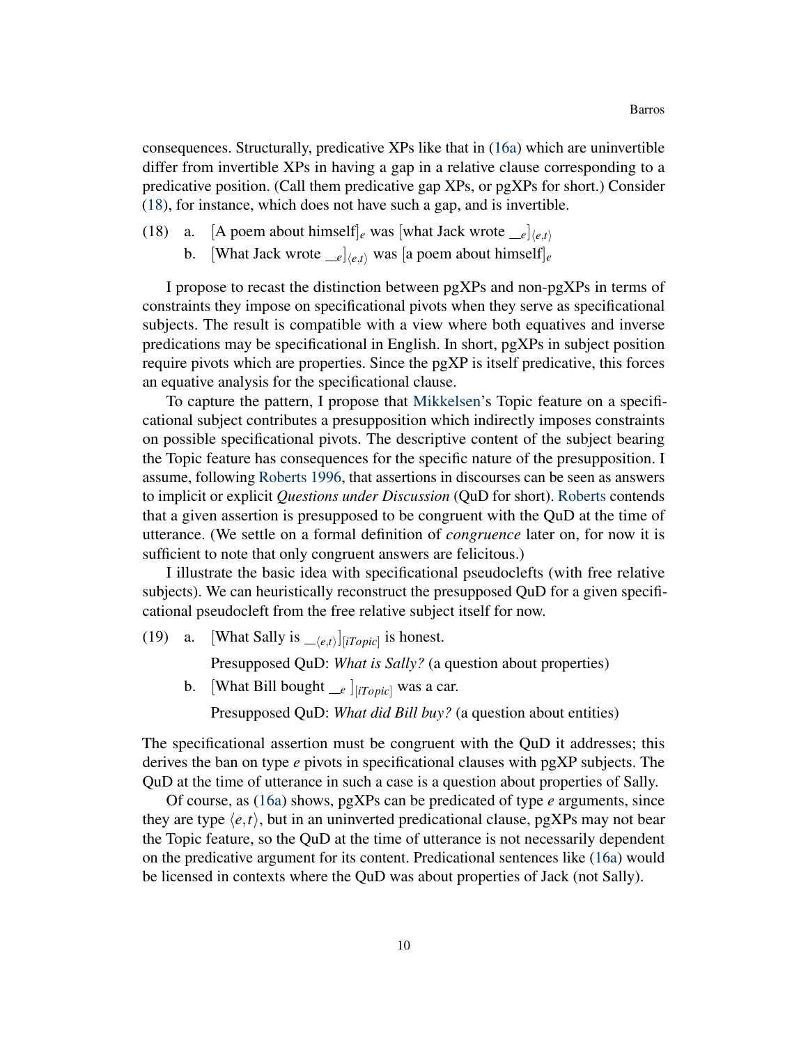consequences. Structurally, predicative XPs like that in (16a) which are uninvertible differ from invertible XPs in having a gap in a relative clause corresponding to a predicative position. (Call them predicative gap XPs, or pgXPs for short.) Consider (18), for instance, which does not have such a gap, and is invertible.

(18) a. [A poem about himself]$_e$ was [what Jack wrote $\_\__e$]$_{\langle e,t \rangle}$

b. [What Jack wrote $\_\__e$]$_{\langle e,t \rangle}$ was [a poem about himself]$_e$

I propose to recast the distinction between pgXPs and non-pgXPs in terms of constraints they impose on specificational pivots when they serve as specificational subjects. The result is compatible with a view where both equatives and inverse predications may be specificational in English. In short, pgXPs in subject position require pivots which are properties. Since the pgXP is itself predicative, this forces an equative analysis for the specificational clause.

To capture the pattern, I propose that Mikkelsen's Topic feature on a specificational subject contributes a presupposition which indirectly imposes constraints on possible specificational pivots. The descriptive content of the subject bearing the Topic feature has consequences for the specific nature of the presupposition. I assume, following Roberts 1996, that assertions in discourses can be seen as answers to implicit or explicit *Questions under Discussion* (QuD for short). Roberts contends that a given assertion is presupposed to be congruent with the QuD at the time of utterance. (We settle on a formal definition of *congruence* later on, for now it is sufficient to note that only congruent answers are felicitous.)

I illustrate the basic idea with specificational pseudoclefts (with free relative subjects). We can heuristically reconstruct the presupposed QuD for a given specificational pseudocleft from the free relative subject itself for now.

(19) a. [What Sally is $\_\__{\langle e,t \rangle}$]$_{[iTopic]}$ is honest.

Presupposed QuD: *What is Sally?* (a question about properties)

b. [What Bill bought $\_\__e$ ]$_{[iTopic]}$ was a car.

Presupposed QuD: *What did Bill buy?* (a question about entities)

The specificational assertion must be congruent with the QuD it addresses; this derives the ban on type *e* pivots in specificational clauses with pgXP subjects. The QuD at the time of utterance in such a case is a question about properties of Sally.

Of course, as (16a) shows, pgXPs can be predicated of type *e* arguments, since they are type $\langle e,t \rangle$, but in an uninverted predicational clause, pgXPs may not bear the Topic feature, so the QuD at the time of utterance is not necessarily dependent on the predicative argument for its content. Predicational sentences like (16a) would be licensed in contexts where the QuD was about properties of Jack (not Sally).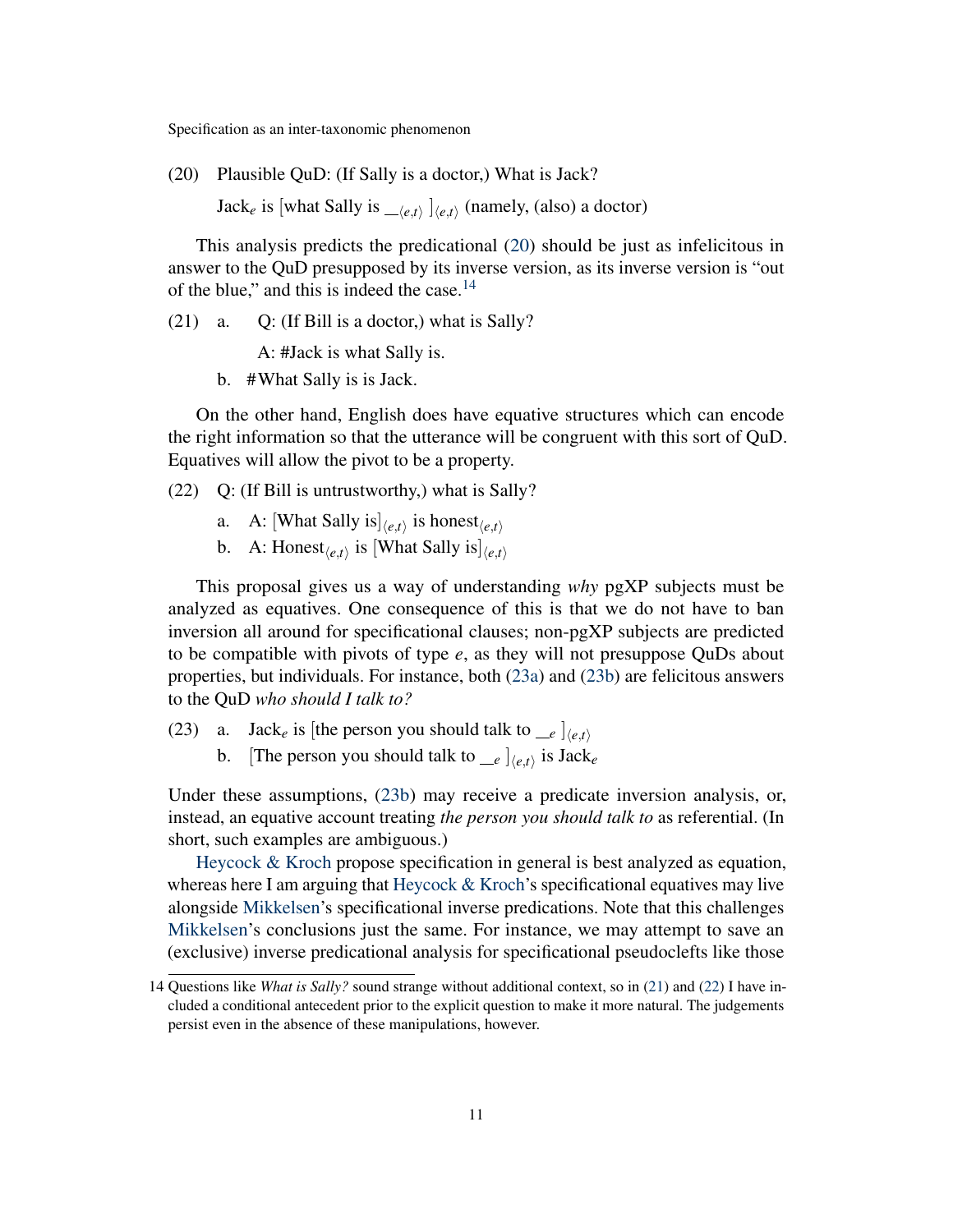(20) Plausible QuD: (If Sally is a doctor,) What is Jack?

Jack$_e$ is [what Sally is $\_\_{}_{\langle e,t\rangle}$ ]$_{\langle e,t\rangle}$ (namely, (also) a doctor)

This analysis predicts the predicational (20) should be just as infelicitous in answer to the QuD presupposed by its inverse version, as its inverse version is "out of the blue," and this is indeed the case.[14]

(21) a. Q: (If Bill is a doctor,) what is Sally?

A: #Jack is what Sally is.

b. #What Sally is is Jack.

On the other hand, English does have equative structures which can encode the right information so that the utterance will be congruent with this sort of QuD. Equatives will allow the pivot to be a property.

(22) Q: (If Bill is untrustworthy,) what is Sally?

a. A: [What Sally is]$_{\langle e,t\rangle}$ is honest$_{\langle e,t\rangle}$

b. A: Honest$_{\langle e,t\rangle}$ is [What Sally is]$_{\langle e,t\rangle}$

This proposal gives us a way of understanding *why* pgXP subjects must be analyzed as equatives. One consequence of this is that we do not have to ban inversion all around for specificational clauses; non-pgXP subjects are predicted to be compatible with pivots of type $e$, as they will not presuppose QuDs about properties, but individuals. For instance, both (23a) and (23b) are felicitous answers to the QuD *who should I talk to?*

(23) a. Jack$_e$ is [the person you should talk to $\_\_{}_e$ ]$_{\langle e,t\rangle}$

b. [The person you should talk to $\_\_{}_e$ ]$_{\langle e,t\rangle}$ is Jack$_e$

Under these assumptions, (23b) may receive a predicate inversion analysis, or, instead, an equative account treating *the person you should talk to* as referential. (In short, such examples are ambiguous.)

Heycock & Kroch propose specification in general is best analyzed as equation, whereas here I am arguing that Heycock & Kroch's specificational equatives may live alongside Mikkelsen's specificational inverse predications. Note that this challenges Mikkelsen's conclusions just the same. For instance, we may attempt to save an (exclusive) inverse predicational analysis for specificational pseudoclefts like those

14 Questions like *What is Sally?* sound strange without additional context, so in (21) and (22) I have included a conditional antecedent prior to the explicit question to make it more natural. The judgements persist even in the absence of these manipulations, however.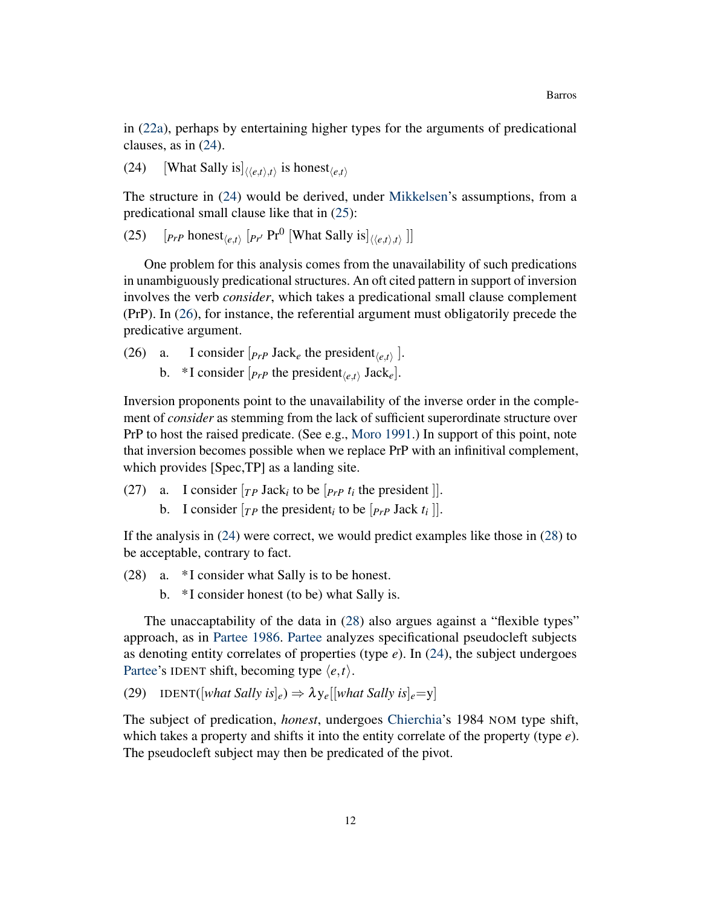in (22a), perhaps by entertaining higher types for the arguments of predicational clauses, as in (24).

(24) [What Sally is]$_{\langle\langle e,t\rangle,t\rangle}$ is honest$_{\langle e,t\rangle}$

The structure in (24) would be derived, under Mikkelsen's assumptions, from a predicational small clause like that in (25):

(25) [$_{PrP}$ honest$_{\langle e,t\rangle}$ [$_{Pr'}$ Pr$^0$ [What Sally is]$_{\langle\langle e,t\rangle,t\rangle}$ ]]

One problem for this analysis comes from the unavailability of such predications in unambiguously predicational structures. An oft cited pattern in support of inversion involves the verb *consider*, which takes a predicational small clause complement (PrP). In (26), for instance, the referential argument must obligatorily precede the predicative argument.

(26) a. I consider [$_{PrP}$ Jack$_e$ the president$_{\langle e,t\rangle}$ ].
b. *I consider [$_{PrP}$ the president$_{\langle e,t\rangle}$ Jack$_e$].

Inversion proponents point to the unavailability of the inverse order in the complement of *consider* as stemming from the lack of sufficient superordinate structure over PrP to host the raised predicate. (See e.g., Moro 1991.) In support of this point, note that inversion becomes possible when we replace PrP with an infinitival complement, which provides [Spec,TP] as a landing site.

(27) a. I consider [$_{TP}$ Jack$_i$ to be [$_{PrP}$ $t_i$ the president ]].
b. I consider [$_{TP}$ the president$_i$ to be [$_{PrP}$ Jack $t_i$ ]].

If the analysis in (24) were correct, we would predict examples like those in (28) to be acceptable, contrary to fact.

(28) a. *I consider what Sally is to be honest.
b. *I consider honest (to be) what Sally is.

The unaccaptability of the data in (28) also argues against a "flexible types" approach, as in Partee 1986. Partee analyzes specificational pseudocleft subjects as denoting entity correlates of properties (type *e*). In (24), the subject undergoes Partee's IDENT shift, becoming type $\langle e,t\rangle$.

(29) IDENT([*what Sally is*]$_e$) $\Rightarrow \lambda y_e$[[*what Sally is*]$_e$=y]

The subject of predication, *honest*, undergoes Chierchia's 1984 NOM type shift, which takes a property and shifts it into the entity correlate of the property (type *e*). The pseudocleft subject may then be predicated of the pivot.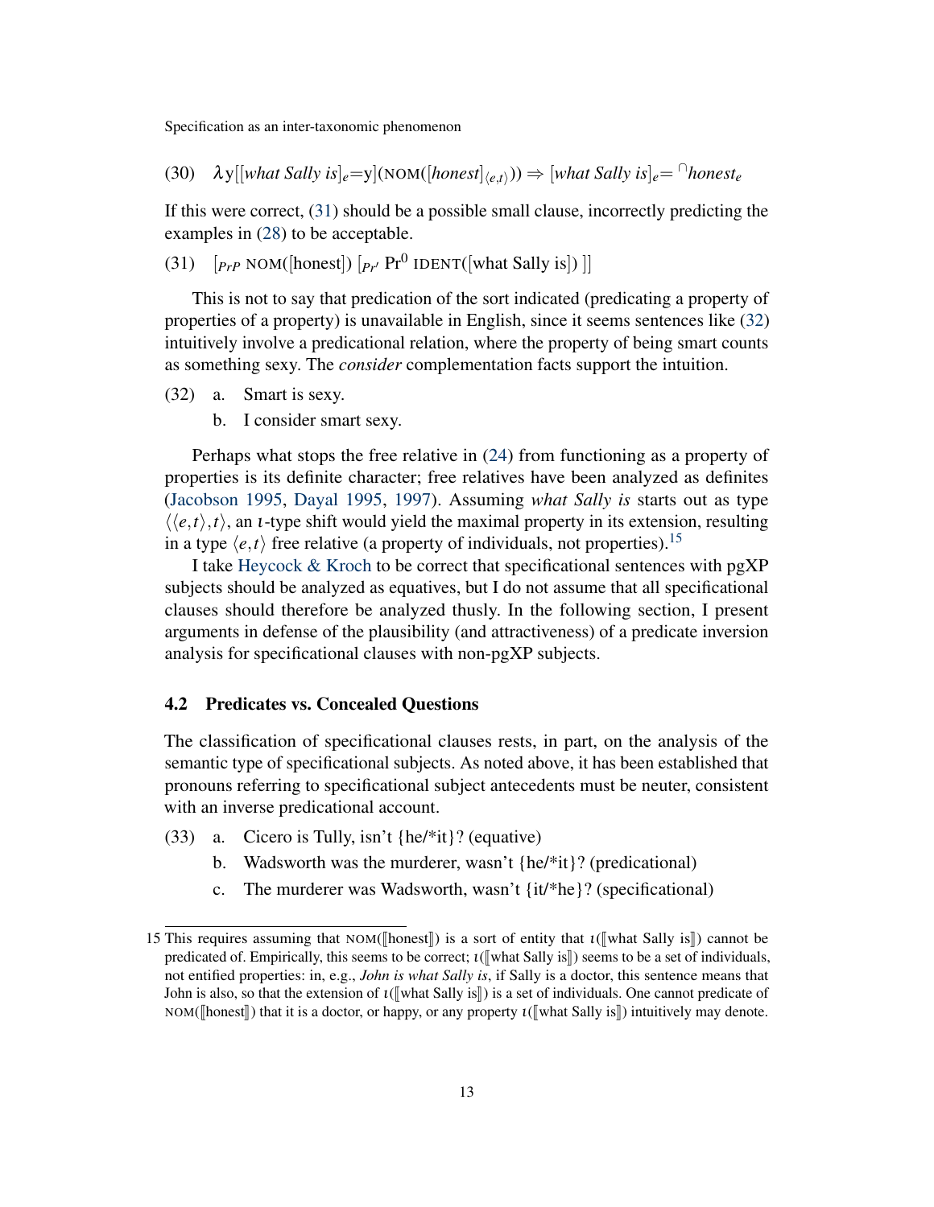(30) $\lambda y[[\textit{what Sally is}]_e{=}y](\text{NOM}([\textit{honest}]_{\langle e,t\rangle})) \Rightarrow [\textit{what Sally is}]_e{=}\,{}^{\cap}\textit{honest}_e$

If this were correct, (31) should be a possible small clause, incorrectly predicting the examples in (28) to be acceptable.

(31) $[_{PrP}$ NOM([honest]) $[_{Pr'}$ $\text{Pr}^0$ IDENT([what Sally is]) ]]

This is not to say that predication of the sort indicated (predicating a property of properties of a property) is unavailable in English, since it seems sentences like (32) intuitively involve a predicational relation, where the property of being smart counts as something sexy. The *consider* complementation facts support the intuition.

(32) a. Smart is sexy.
  b. I consider smart sexy.

Perhaps what stops the free relative in (24) from functioning as a property of properties is its definite character; free relatives have been analyzed as definites (Jacobson 1995, Dayal 1995, 1997). Assuming *what Sally is* starts out as type $\langle\langle e,t\rangle,t\rangle$, an $\iota$-type shift would yield the maximal property in its extension, resulting in a type $\langle e,t\rangle$ free relative (a property of individuals, not properties).[15]

I take Heycock & Kroch to be correct that specificational sentences with pgXP subjects should be analyzed as equatives, but I do not assume that all specificational clauses should therefore be analyzed thusly. In the following section, I present arguments in defense of the plausibility (and attractiveness) of a predicate inversion analysis for specificational clauses with non-pgXP subjects.

### 4.2 Predicates vs. Concealed Questions

The classification of specificational clauses rests, in part, on the analysis of the semantic type of specificational subjects. As noted above, it has been established that pronouns referring to specificational subject antecedents must be neuter, consistent with an inverse predicational account.

(33) a. Cicero is Tully, isn't {he/*it}? (equative)
  b. Wadsworth was the murderer, wasn't {he/*it}? (predicational)
  c. The murderer was Wadsworth, wasn't {it/*he}? (specificational)

---

15 This requires assuming that NOM(⟦honest⟧) is a sort of entity that $\iota$(⟦what Sally is⟧) cannot be predicated of. Empirically, this seems to be correct; $\iota$(⟦what Sally is⟧) seems to be a set of individuals, not entified properties: in, e.g., *John is what Sally is*, if Sally is a doctor, this sentence means that John is also, so that the extension of $\iota$(⟦what Sally is⟧) is a set of individuals. One cannot predicate of NOM(⟦honest⟧) that it is a doctor, or happy, or any property $\iota$(⟦what Sally is⟧) intuitively may denote.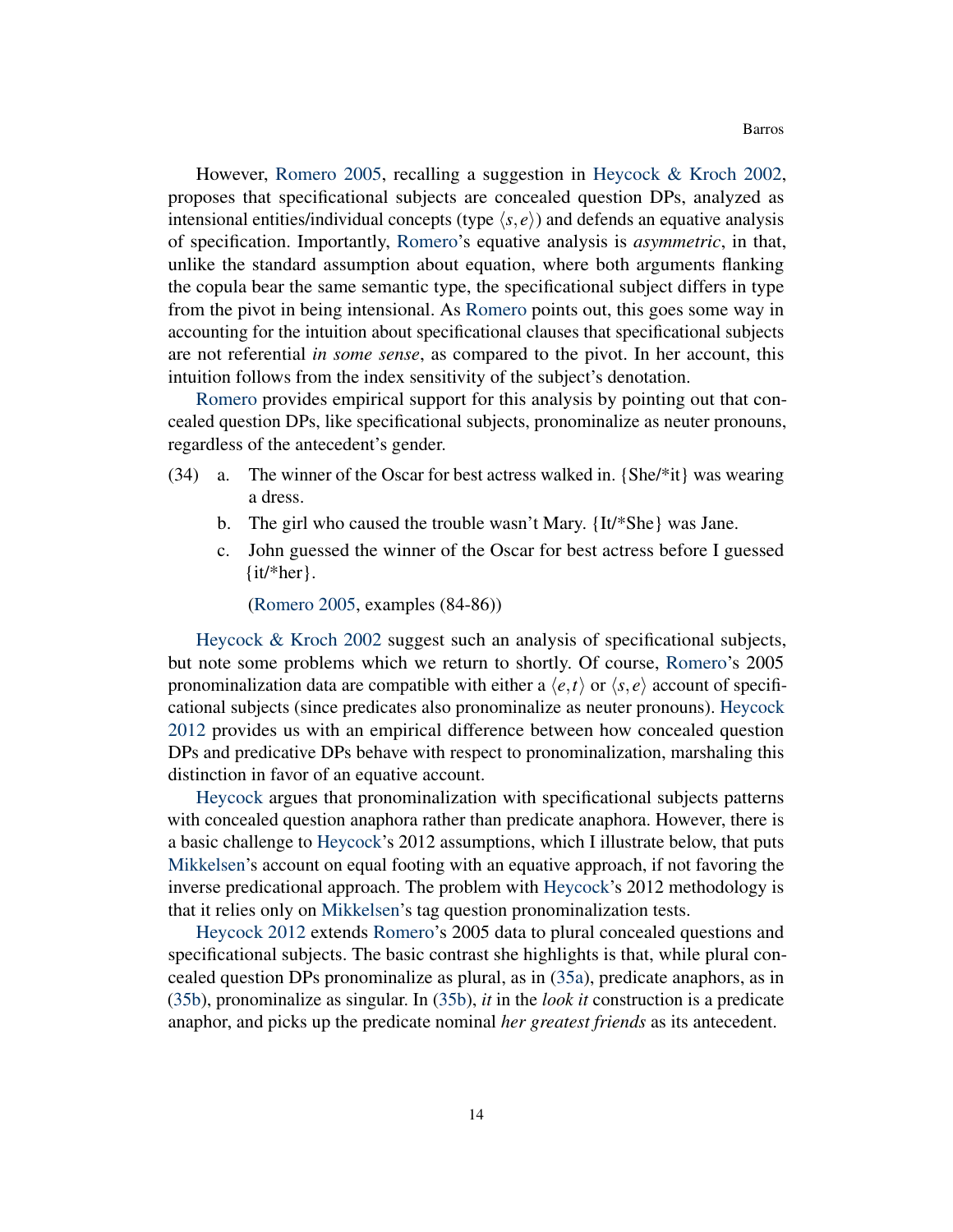However, Romero 2005, recalling a suggestion in Heycock & Kroch 2002, proposes that specificational subjects are concealed question DPs, analyzed as intensional entities/individual concepts (type $\langle s,e \rangle$) and defends an equative analysis of specification. Importantly, Romero's equative analysis is *asymmetric*, in that, unlike the standard assumption about equation, where both arguments flanking the copula bear the same semantic type, the specificational subject differs in type from the pivot in being intensional. As Romero points out, this goes some way in accounting for the intuition about specificational clauses that specificational subjects are not referential *in some sense*, as compared to the pivot. In her account, this intuition follows from the index sensitivity of the subject's denotation.

Romero provides empirical support for this analysis by pointing out that concealed question DPs, like specificational subjects, pronominalize as neuter pronouns, regardless of the antecedent's gender.

(34) a. The winner of the Oscar for best actress walked in. {She/*it} was wearing a dress.

  b. The girl who caused the trouble wasn't Mary. {It/*She} was Jane.

  c. John guessed the winner of the Oscar for best actress before I guessed {it/*her}.

  (Romero 2005, examples (84-86))

Heycock & Kroch 2002 suggest such an analysis of specificational subjects, but note some problems which we return to shortly. Of course, Romero's 2005 pronominalization data are compatible with either a $\langle e,t \rangle$ or $\langle s,e \rangle$ account of specificational subjects (since predicates also pronominalize as neuter pronouns). Heycock 2012 provides us with an empirical difference between how concealed question DPs and predicative DPs behave with respect to pronominalization, marshaling this distinction in favor of an equative account.

Heycock argues that pronominalization with specificational subjects patterns with concealed question anaphora rather than predicate anaphora. However, there is a basic challenge to Heycock's 2012 assumptions, which I illustrate below, that puts Mikkelsen's account on equal footing with an equative approach, if not favoring the inverse predicational approach. The problem with Heycock's 2012 methodology is that it relies only on Mikkelsen's tag question pronominalization tests.

Heycock 2012 extends Romero's 2005 data to plural concealed questions and specificational subjects. The basic contrast she highlights is that, while plural concealed question DPs pronominalize as plural, as in (35a), predicate anaphors, as in (35b), pronominalize as singular. In (35b), *it* in the *look it* construction is a predicate anaphor, and picks up the predicate nominal *her greatest friends* as its antecedent.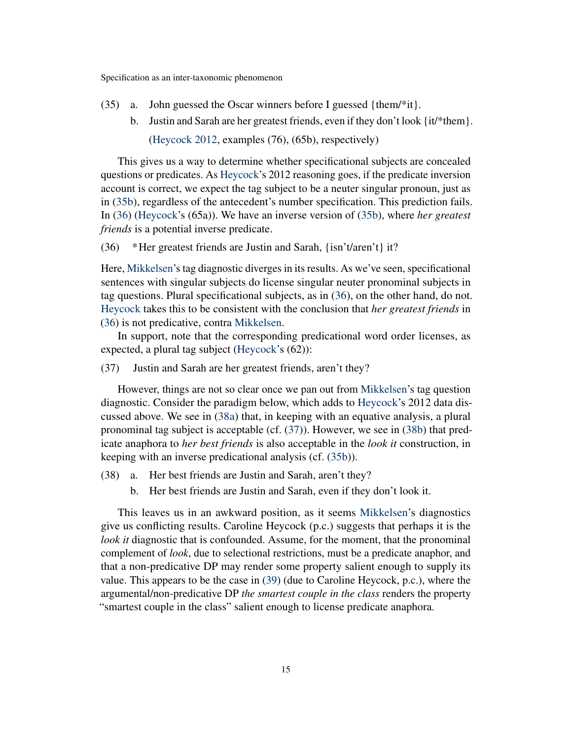(35) a. John guessed the Oscar winners before I guessed {them/*it}.

b. Justin and Sarah are her greatest friends, even if they don't look {it/*them}.

(Heycock 2012, examples (76), (65b), respectively)

This gives us a way to determine whether specificational subjects are concealed questions or predicates. As Heycock's 2012 reasoning goes, if the predicate inversion account is correct, we expect the tag subject to be a neuter singular pronoun, just as in (35b), regardless of the antecedent's number specification. This prediction fails. In (36) (Heycock's (65a)). We have an inverse version of (35b), where *her greatest friends* is a potential inverse predicate.

(36) *Her greatest friends are Justin and Sarah, {isn't/aren't} it?

Here, Mikkelsen's tag diagnostic diverges in its results. As we've seen, specificational sentences with singular subjects do license singular neuter pronominal subjects in tag questions. Plural specificational subjects, as in (36), on the other hand, do not. Heycock takes this to be consistent with the conclusion that *her greatest friends* in (36) is not predicative, contra Mikkelsen.

In support, note that the corresponding predicational word order licenses, as expected, a plural tag subject (Heycock's (62)):

(37) Justin and Sarah are her greatest friends, aren't they?

However, things are not so clear once we pan out from Mikkelsen's tag question diagnostic. Consider the paradigm below, which adds to Heycock's 2012 data discussed above. We see in (38a) that, in keeping with an equative analysis, a plural pronominal tag subject is acceptable (cf. (37)). However, we see in (38b) that predicate anaphora to *her best friends* is also acceptable in the *look it* construction, in keeping with an inverse predicational analysis (cf. (35b)).

(38) a. Her best friends are Justin and Sarah, aren't they?

b. Her best friends are Justin and Sarah, even if they don't look it.

This leaves us in an awkward position, as it seems Mikkelsen's diagnostics give us conflicting results. Caroline Heycock (p.c.) suggests that perhaps it is the *look it* diagnostic that is confounded. Assume, for the moment, that the pronominal complement of *look*, due to selectional restrictions, must be a predicate anaphor, and that a non-predicative DP may render some property salient enough to supply its value. This appears to be the case in (39) (due to Caroline Heycock, p.c.), where the argumental/non-predicative DP *the smartest couple in the class* renders the property "smartest couple in the class" salient enough to license predicate anaphora.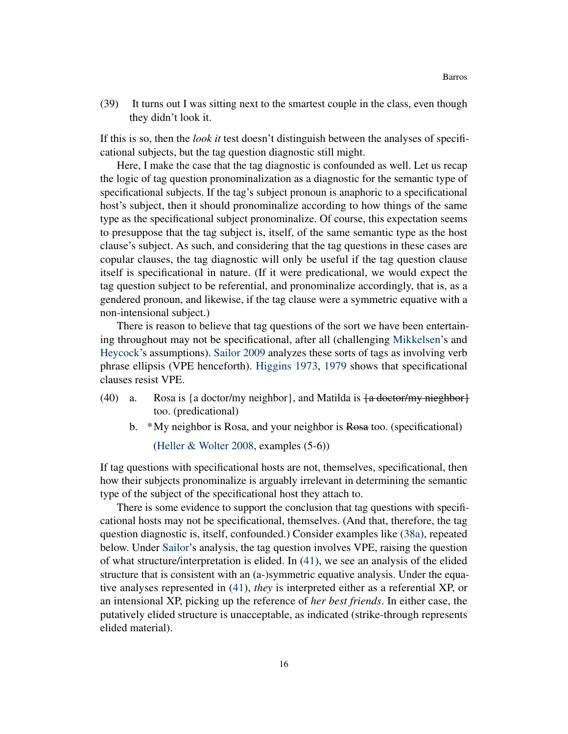(39) It turns out I was sitting next to the smartest couple in the class, even though they didn't look it.

If this is so, then the *look it* test doesn't distinguish between the analyses of specificational subjects, but the tag question diagnostic still might.

Here, I make the case that the tag diagnostic is confounded as well. Let us recap the logic of tag question pronominalization as a diagnostic for the semantic type of specificational subjects. If the tag's subject pronoun is anaphoric to a specificational host's subject, then it should pronominalize according to how things of the same type as the specificational subject pronominalize. Of course, this expectation seems to presuppose that the tag subject is, itself, of the same semantic type as the host clause's subject. As such, and considering that the tag questions in these cases are copular clauses, the tag diagnostic will only be useful if the tag question clause itself is specificational in nature. (If it were predicational, we would expect the tag question subject to be referential, and pronominalize accordingly, that is, as a gendered pronoun, and likewise, if the tag clause were a symmetric equative with a non-intensional subject.)

There is reason to believe that tag questions of the sort we have been entertaining throughout may not be specificational, after all (challenging Mikkelsen's and Heycock's assumptions). Sailor 2009 analyzes these sorts of tags as involving verb phrase ellipsis (VPE henceforth). Higgins 1973, 1979 shows that specificational clauses resist VPE.

(40) a. Rosa is {a doctor/my neighbor}, and Matilda is ~~{a doctor/my nieghbor}~~ too. (predicational)

b. *My neighbor is Rosa, and your neighbor is ~~Rosa~~ too. (specificational)

(Heller & Wolter 2008, examples (5-6))

If tag questions with specificational hosts are not, themselves, specificational, then how their subjects pronominalize is arguably irrelevant in determining the semantic type of the subject of the specificational host they attach to.

There is some evidence to support the conclusion that tag questions with specificational hosts may not be specificational, themselves. (And that, therefore, the tag question diagnostic is, itself, confounded.) Consider examples like (38a), repeated below. Under Sailor's analysis, the tag question involves VPE, raising the question of what structure/interpretation is elided. In (41), we see an analysis of the elided structure that is consistent with an (a-)symmetric equative analysis. Under the equative analyses represented in (41), *they* is interpreted either as a referential XP, or an intensional XP, picking up the reference of *her best friends*. In either case, the putatively elided structure is unacceptable, as indicated (strike-through represents elided material).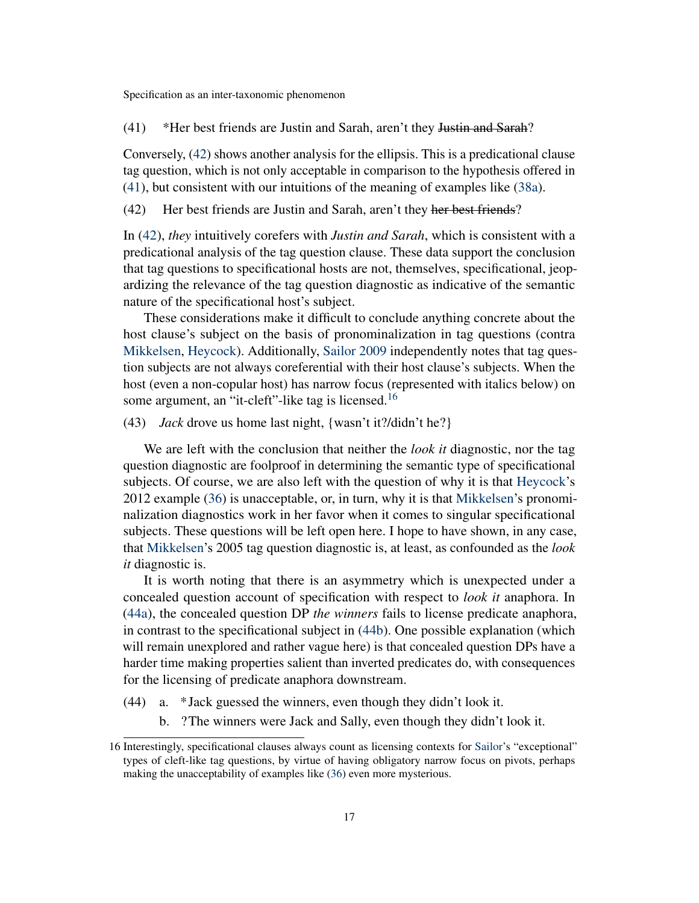(41) *Her best friends are Justin and Sarah, aren't they ~~Justin and Sarah~~?

Conversely, (42) shows another analysis for the ellipsis. This is a predicational clause tag question, which is not only acceptable in comparison to the hypothesis offered in (41), but consistent with our intuitions of the meaning of examples like (38a).

(42) Her best friends are Justin and Sarah, aren't they ~~her best friends~~?

In (42), *they* intuitively corefers with *Justin and Sarah*, which is consistent with a predicational analysis of the tag question clause. These data support the conclusion that tag questions to specificational hosts are not, themselves, specificational, jeopardizing the relevance of the tag question diagnostic as indicative of the semantic nature of the specificational host's subject.

These considerations make it difficult to conclude anything concrete about the host clause's subject on the basis of pronominalization in tag questions (contra Mikkelsen, Heycock). Additionally, Sailor 2009 independently notes that tag question subjects are not always coreferential with their host clause's subjects. When the host (even a non-copular host) has narrow focus (represented with italics below) on some argument, an "it-cleft"-like tag is licensed.[16]

(43) *Jack* drove us home last night, {wasn't it?/didn't he?}

We are left with the conclusion that neither the *look it* diagnostic, nor the tag question diagnostic are foolproof in determining the semantic type of specificational subjects. Of course, we are also left with the question of why it is that Heycock's 2012 example (36) is unacceptable, or, in turn, why it is that Mikkelsen's pronominalization diagnostics work in her favor when it comes to singular specificational subjects. These questions will be left open here. I hope to have shown, in any case, that Mikkelsen's 2005 tag question diagnostic is, at least, as confounded as the *look it* diagnostic is.

It is worth noting that there is an asymmetry which is unexpected under a concealed question account of specification with respect to *look it* anaphora. In (44a), the concealed question DP *the winners* fails to license predicate anaphora, in contrast to the specificational subject in (44b). One possible explanation (which will remain unexplored and rather vague here) is that concealed question DPs have a harder time making properties salient than inverted predicates do, with consequences for the licensing of predicate anaphora downstream.

(44) a. *Jack guessed the winners, even though they didn't look it.

b. ?The winners were Jack and Sally, even though they didn't look it.

16 Interestingly, specificational clauses always count as licensing contexts for Sailor's "exceptional" types of cleft-like tag questions, by virtue of having obligatory narrow focus on pivots, perhaps making the unacceptability of examples like (36) even more mysterious.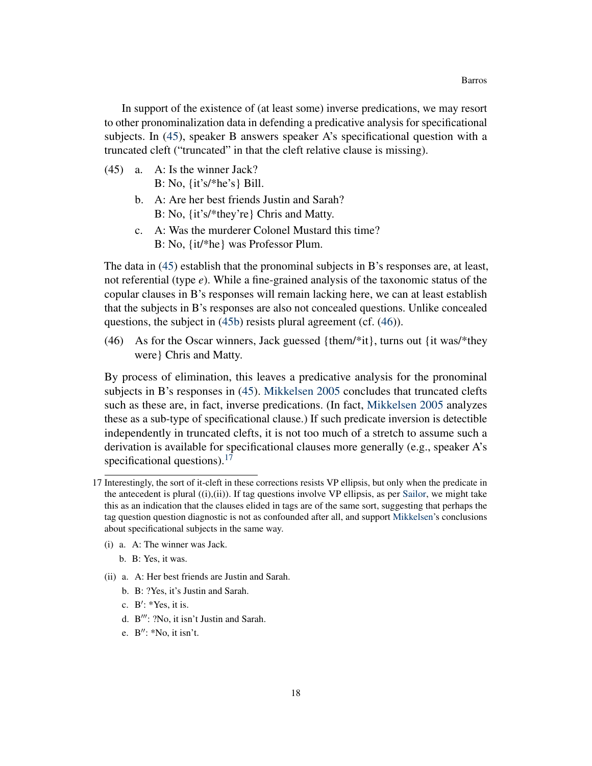In support of the existence of (at least some) inverse predications, we may resort to other pronominalization data in defending a predicative analysis for specificational subjects. In (45), speaker B answers speaker A's specificational question with a truncated cleft ("truncated" in that the cleft relative clause is missing).

(45) a. A: Is the winner Jack?
   B: No, {it's/*he's} Bill.

  b. A: Are her best friends Justin and Sarah?
   B: No, {it's/*they're} Chris and Matty.

  c. A: Was the murderer Colonel Mustard this time?
   B: No, {it/*he} was Professor Plum.

The data in (45) establish that the pronominal subjects in B's responses are, at least, not referential (type *e*). While a fine-grained analysis of the taxonomic status of the copular clauses in B's responses will remain lacking here, we can at least establish that the subjects in B's responses are also not concealed questions. Unlike concealed questions, the subject in (45b) resists plural agreement (cf. (46)).

(46) As for the Oscar winners, Jack guessed {them/*it}, turns out {it was/*they were} Chris and Matty.

By process of elimination, this leaves a predicative analysis for the pronominal subjects in B's responses in (45). Mikkelsen 2005 concludes that truncated clefts such as these are, in fact, inverse predications. (In fact, Mikkelsen 2005 analyzes these as a sub-type of specificational clause.) If such predicate inversion is detectible independently in truncated clefts, it is not too much of a stretch to assume such a derivation is available for specificational clauses more generally (e.g., speaker A's specificational questions).[17]

[17] Interestingly, the sort of it-cleft in these corrections resists VP ellipsis, but only when the predicate in the antecedent is plural ((i),(ii)). If tag questions involve VP ellipsis, as per Sailor, we might take this as an indication that the clauses elided in tags are of the same sort, suggesting that perhaps the tag question question diagnostic is not as confounded after all, and support Mikkelsen's conclusions about specificational subjects in the same way.

(i) a. A: The winner was Jack.
  b. B: Yes, it was.

(ii) a. A: Her best friends are Justin and Sarah.
  b. B: ?Yes, it's Justin and Sarah.
  c. B′: *Yes, it is.
  d. B‴: ?No, it isn't Justin and Sarah.
  e. B″: *No, it isn't.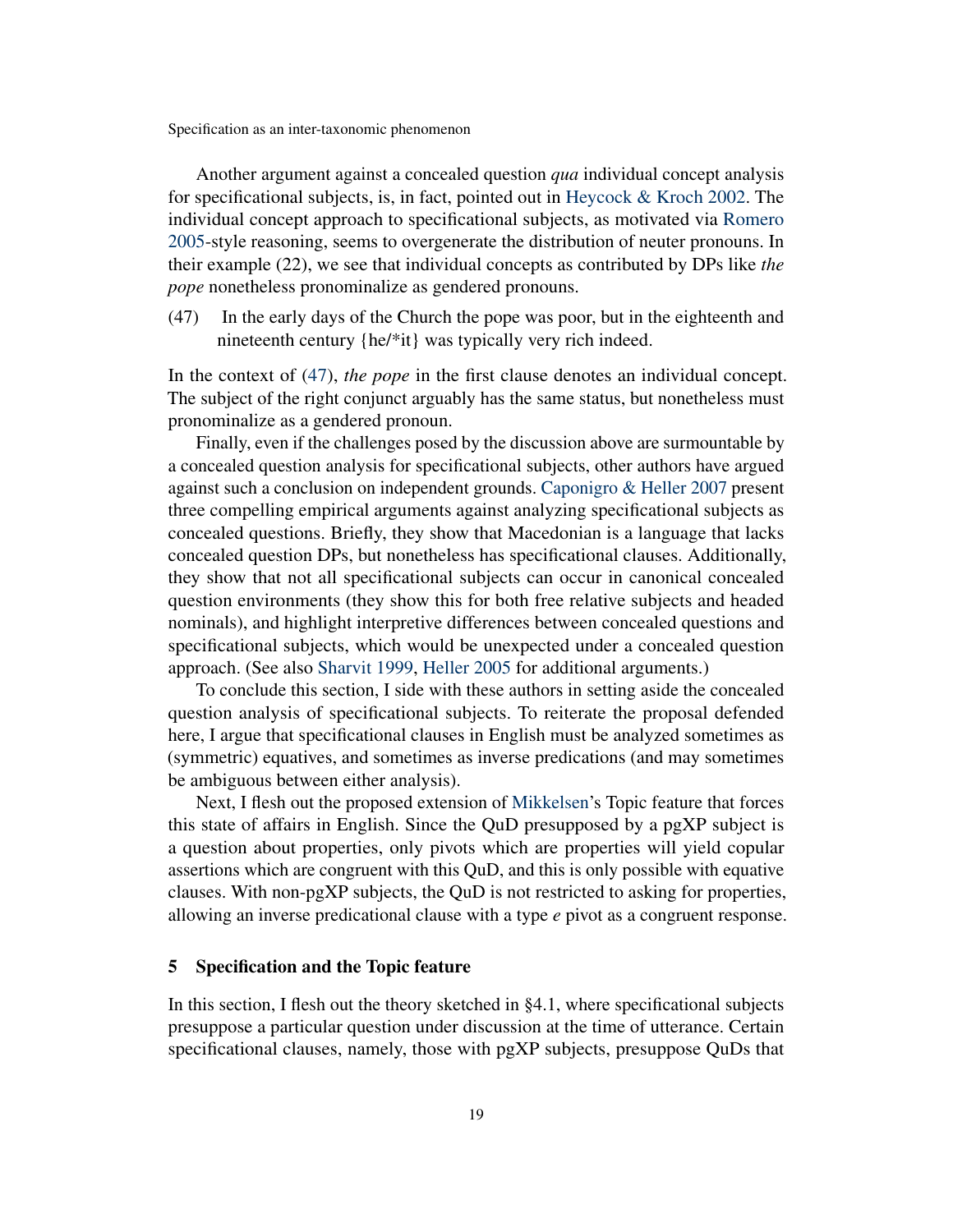Another argument against a concealed question *qua* individual concept analysis for specificational subjects, is, in fact, pointed out in Heycock & Kroch 2002. The individual concept approach to specificational subjects, as motivated via Romero 2005-style reasoning, seems to overgenerate the distribution of neuter pronouns. In their example (22), we see that individual concepts as contributed by DPs like *the pope* nonetheless pronominalize as gendered pronouns.

(47) In the early days of the Church the pope was poor, but in the eighteenth and nineteenth century {he/*it} was typically very rich indeed.

In the context of (47), *the pope* in the first clause denotes an individual concept. The subject of the right conjunct arguably has the same status, but nonetheless must pronominalize as a gendered pronoun.

Finally, even if the challenges posed by the discussion above are surmountable by a concealed question analysis for specificational subjects, other authors have argued against such a conclusion on independent grounds. Caponigro & Heller 2007 present three compelling empirical arguments against analyzing specificational subjects as concealed questions. Briefly, they show that Macedonian is a language that lacks concealed question DPs, but nonetheless has specificational clauses. Additionally, they show that not all specificational subjects can occur in canonical concealed question environments (they show this for both free relative subjects and headed nominals), and highlight interpretive differences between concealed questions and specificational subjects, which would be unexpected under a concealed question approach. (See also Sharvit 1999, Heller 2005 for additional arguments.)

To conclude this section, I side with these authors in setting aside the concealed question analysis of specificational subjects. To reiterate the proposal defended here, I argue that specificational clauses in English must be analyzed sometimes as (symmetric) equatives, and sometimes as inverse predications (and may sometimes be ambiguous between either analysis).

Next, I flesh out the proposed extension of Mikkelsen's Topic feature that forces this state of affairs in English. Since the QuD presupposed by a pgXP subject is a question about properties, only pivots which are properties will yield copular assertions which are congruent with this QuD, and this is only possible with equative clauses. With non-pgXP subjects, the QuD is not restricted to asking for properties, allowing an inverse predicational clause with a type *e* pivot as a congruent response.

## 5 Specification and the Topic feature

In this section, I flesh out the theory sketched in §4.1, where specificational subjects presuppose a particular question under discussion at the time of utterance. Certain specificational clauses, namely, those with pgXP subjects, presuppose QuDs that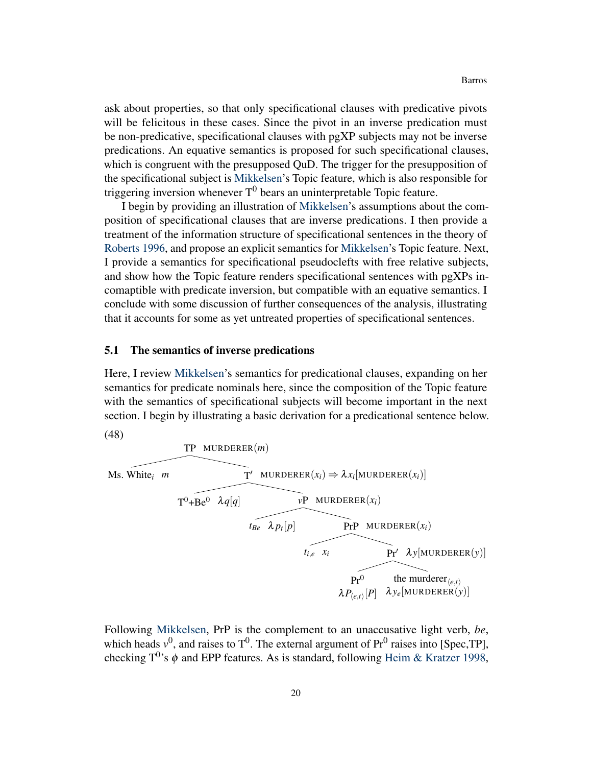ask about properties, so that only specificational clauses with predicative pivots will be felicitous in these cases. Since the pivot in an inverse predication must be non-predicative, specificational clauses with pgXP subjects may not be inverse predications. An equative semantics is proposed for such specificational clauses, which is congruent with the presupposed QuD. The trigger for the presupposition of the specificational subject is Mikkelsen's Topic feature, which is also responsible for triggering inversion whenever $T^0$ bears an uninterpretable Topic feature.

I begin by providing an illustration of Mikkelsen's assumptions about the composition of specificational clauses that are inverse predications. I then provide a treatment of the information structure of specificational sentences in the theory of Roberts 1996, and propose an explicit semantics for Mikkelsen's Topic feature. Next, I provide a semantics for specificational pseudoclefts with free relative subjects, and show how the Topic feature renders specificational sentences with pgXPs incomaptible with predicate inversion, but compatible with an equative semantics. I conclude with some discussion of further consequences of the analysis, illustrating that it accounts for some as yet untreated properties of specificational sentences.

### 5.1 The semantics of inverse predications

Here, I review Mikkelsen's semantics for predicational clauses, expanding on her semantics for predicate nominals here, since the composition of the Topic feature with the semantics of specificational subjects will become important in the next section. I begin by illustrating a basic derivation for a predicational sentence below.

(48)

- TP $\text{MURDERER}(m)$
  - Ms. White$_i$ $m$
  - T′ $\text{MURDERER}(x_i) \Rightarrow \lambda x_i[\text{MURDERER}(x_i)]$
    - $T^0$+$Be^0$ $\lambda q[q]$
    - $v$P $\text{MURDERER}(x_i)$
      - $t_{Be}$ $\lambda p_t[p]$
      - PrP $\text{MURDERER}(x_i)$
        - $t_{i,e}$ $x_i$
        - Pr′ $\lambda y[\text{MURDERER}(y)]$
          - $Pr^0$ $\lambda P_{\langle e,t\rangle}[P]$
          - the murderer$_{\langle e,t\rangle}$ $\lambda y_e[\text{MURDERER}(y)]$

Following Mikkelsen, PrP is the complement to an unaccusative light verb, *be*, which heads $v^0$, and raises to $T^0$. The external argument of $Pr^0$ raises into [Spec,TP], checking $T^0$'s $\phi$ and EPP features. As is standard, following Heim & Kratzer 1998,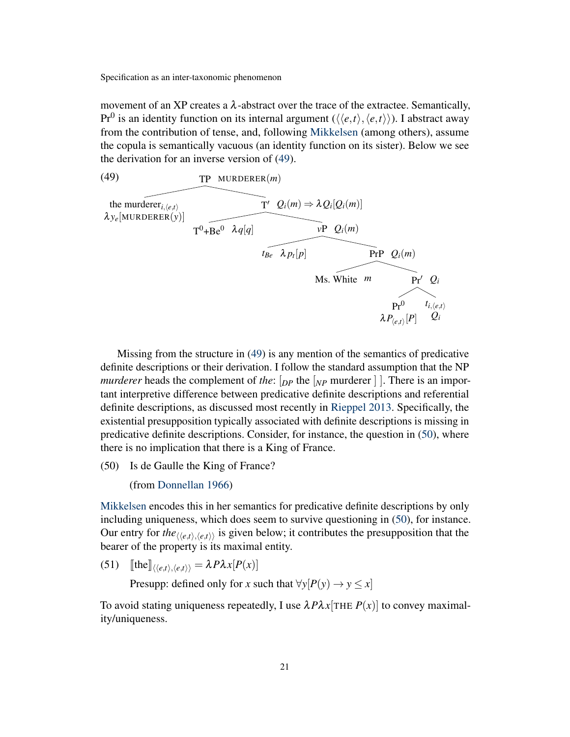movement of an XP creates a $\lambda$-abstract over the trace of the extractee. Semantically, $\text{Pr}^0$ is an identity function on its internal argument ($\langle\langle e,t\rangle,\langle e,t\rangle\rangle$). I abstract away from the contribution of tense, and, following Mikkelsen (among others), assume the copula is semantically vacuous (an identity function on its sister). Below we see the derivation for an inverse version of (49).

(49)

```
TP  MURDERER(m)
├── the murderer_{i,⟨e,t⟩}   λy_e[MURDERER(y)]
└── T′  Q_i(m) ⇒ λQ_i[Q_i(m)]
    ├── T⁰+Be⁰  λq[q]
    └── vP  Q_i(m)
        ├── t_Be  λp_t[p]
        └── PrP  Q_i(m)
            ├── Ms. White  m
            └── Pr′  Q_i
                ├── Pr⁰  λP_⟨e,t⟩[P]
                └── t_{i,⟨e,t⟩}  Q_i
```

Missing from the structure in (49) is any mention of the semantics of predicative definite descriptions or their derivation. I follow the standard assumption that the NP *murderer* heads the complement of *the*: $[_{DP}$ the $[_{NP}$ murderer $]$ $]$. There is an important interpretive difference between predicative definite descriptions and referential definite descriptions, as discussed most recently in Rieppel 2013. Specifically, the existential presupposition typically associated with definite descriptions is missing in predicative definite descriptions. Consider, for instance, the question in (50), where there is no implication that there is a King of France.

(50) Is de Gaulle the King of France?

(from Donnellan 1966)

Mikkelsen encodes this in her semantics for predicative definite descriptions by only including uniqueness, which does seem to survive questioning in (50), for instance. Our entry for $the_{\langle\langle e,t\rangle,\langle e,t\rangle\rangle}$ is given below; it contributes the presupposition that the bearer of the property is its maximal entity.

(51) $[\![\text{the}]\!]_{\langle\langle e,t\rangle,\langle e,t\rangle\rangle} = \lambda P \lambda x[P(x)]$

Presupp: defined only for $x$ such that $\forall y[P(y) \rightarrow y \leq x]$

To avoid stating uniqueness repeatedly, I use $\lambda P \lambda x[\text{THE } P(x)]$ to convey maximality/uniqueness.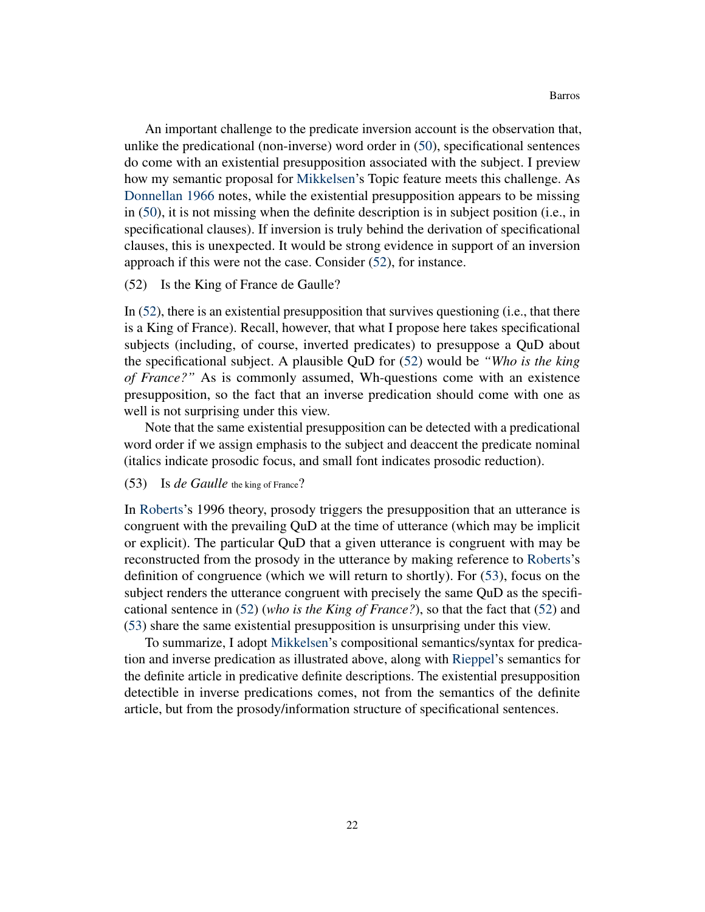An important challenge to the predicate inversion account is the observation that, unlike the predicational (non-inverse) word order in (50), specificational sentences do come with an existential presupposition associated with the subject. I preview how my semantic proposal for Mikkelsen's Topic feature meets this challenge. As Donnellan 1966 notes, while the existential presupposition appears to be missing in (50), it is not missing when the definite description is in subject position (i.e., in specificational clauses). If inversion is truly behind the derivation of specificational clauses, this is unexpected. It would be strong evidence in support of an inversion approach if this were not the case. Consider (52), for instance.

(52) Is the King of France de Gaulle?

In (52), there is an existential presupposition that survives questioning (i.e., that there is a King of France). Recall, however, that what I propose here takes specificational subjects (including, of course, inverted predicates) to presuppose a QuD about the specificational subject. A plausible QuD for (52) would be *"Who is the king of France?"* As is commonly assumed, Wh-questions come with an existence presupposition, so the fact that an inverse predication should come with one as well is not surprising under this view.

Note that the same existential presupposition can be detected with a predicational word order if we assign emphasis to the subject and deaccent the predicate nominal (italics indicate prosodic focus, and small font indicates prosodic reduction).

(53) Is *de Gaulle* the king of France?

In Roberts's 1996 theory, prosody triggers the presupposition that an utterance is congruent with the prevailing QuD at the time of utterance (which may be implicit or explicit). The particular QuD that a given utterance is congruent with may be reconstructed from the prosody in the utterance by making reference to Roberts's definition of congruence (which we will return to shortly). For (53), focus on the subject renders the utterance congruent with precisely the same QuD as the specificational sentence in (52) (*who is the King of France?*), so that the fact that (52) and (53) share the same existential presupposition is unsurprising under this view.

To summarize, I adopt Mikkelsen's compositional semantics/syntax for predication and inverse predication as illustrated above, along with Rieppel's semantics for the definite article in predicative definite descriptions. The existential presupposition detectible in inverse predications comes, not from the semantics of the definite article, but from the prosody/information structure of specificational sentences.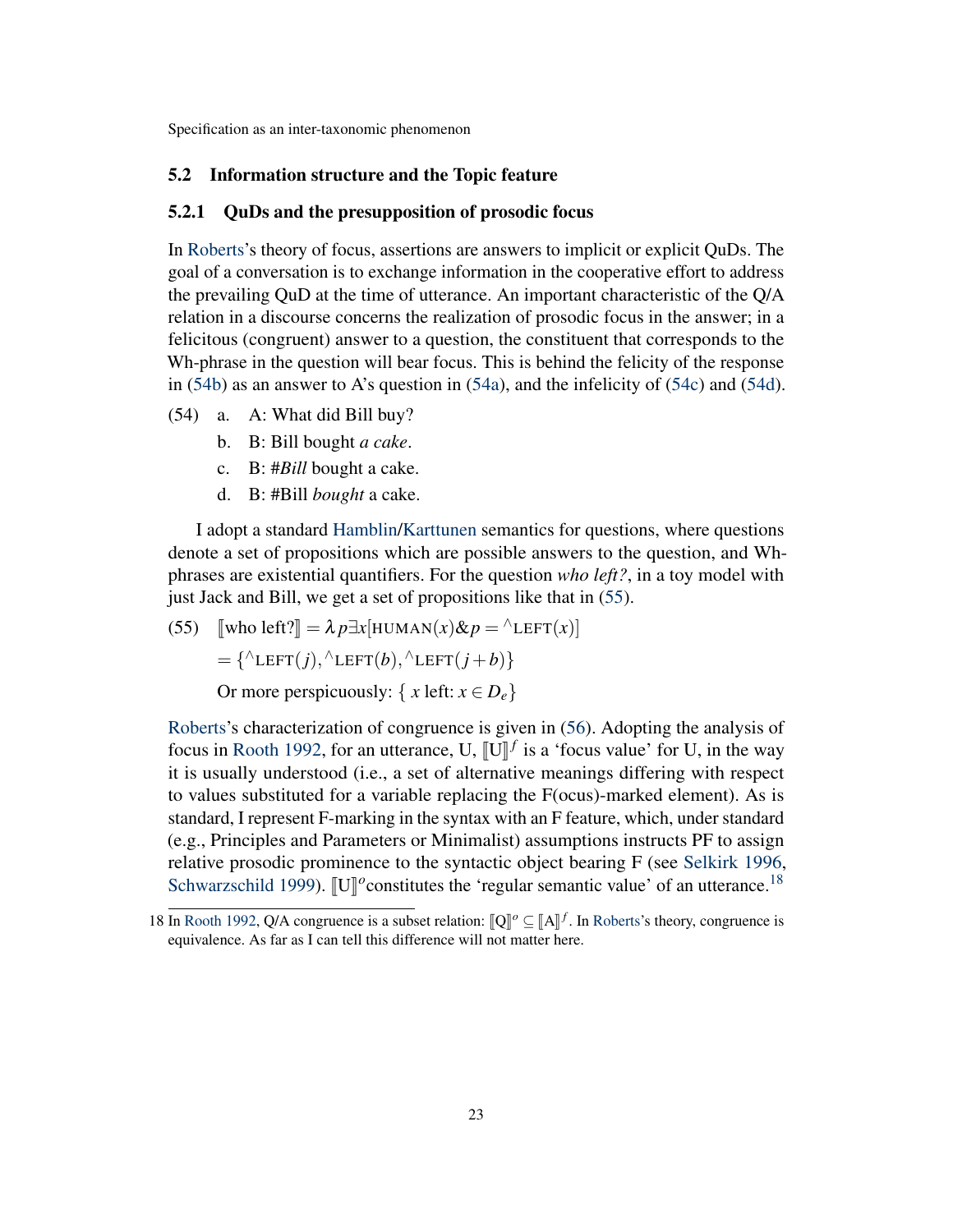## 5.2 Information structure and the Topic feature

### 5.2.1 QuDs and the presupposition of prosodic focus

In Roberts's theory of focus, assertions are answers to implicit or explicit QuDs. The goal of a conversation is to exchange information in the cooperative effort to address the prevailing QuD at the time of utterance. An important characteristic of the Q/A relation in a discourse concerns the realization of prosodic focus in the answer; in a felicitous (congruent) answer to a question, the constituent that corresponds to the Wh-phrase in the question will bear focus. This is behind the felicity of the response in (54b) as an answer to A's question in (54a), and the infelicity of (54c) and (54d).

(54) a. A: What did Bill buy?

b. B: Bill bought *a cake*.

c. B: #*Bill* bought a cake.

d. B: #Bill *bought* a cake.

I adopt a standard Hamblin/Karttunen semantics for questions, where questions denote a set of propositions which are possible answers to the question, and Wh-phrases are existential quantifiers. For the question *who left?*, in a toy model with just Jack and Bill, we get a set of propositions like that in (55).

(55) $[\![\text{who left?}]\!] = \lambda p \exists x[\text{HUMAN}(x) \& p = {}^\wedge\text{LEFT}(x)]$

$= \{{}^\wedge\text{LEFT}(j), {}^\wedge\text{LEFT}(b), {}^\wedge\text{LEFT}(j+b)\}$

Or more perspicuously: $\{\ x \text{ left: } x \in D_e\}$

Roberts's characterization of congruence is given in (56). Adopting the analysis of focus in Rooth 1992, for an utterance, U, $[\![\text{U}]\!]^f$ is a 'focus value' for U, in the way it is usually understood (i.e., a set of alternative meanings differing with respect to values substituted for a variable replacing the F(ocus)-marked element). As is standard, I represent F-marking in the syntax with an F feature, which, under standard (e.g., Principles and Parameters or Minimalist) assumptions instructs PF to assign relative prosodic prominence to the syntactic object bearing F (see Selkirk 1996, Schwarzschild 1999). $[\![\text{U}]\!]^o$constitutes the 'regular semantic value' of an utterance.[18]

18 In Rooth 1992, Q/A congruence is a subset relation: $[\![\text{Q}]\!]^o \subseteq [\![\text{A}]\!]^f$. In Roberts's theory, congruence is equivalence. As far as I can tell this difference will not matter here.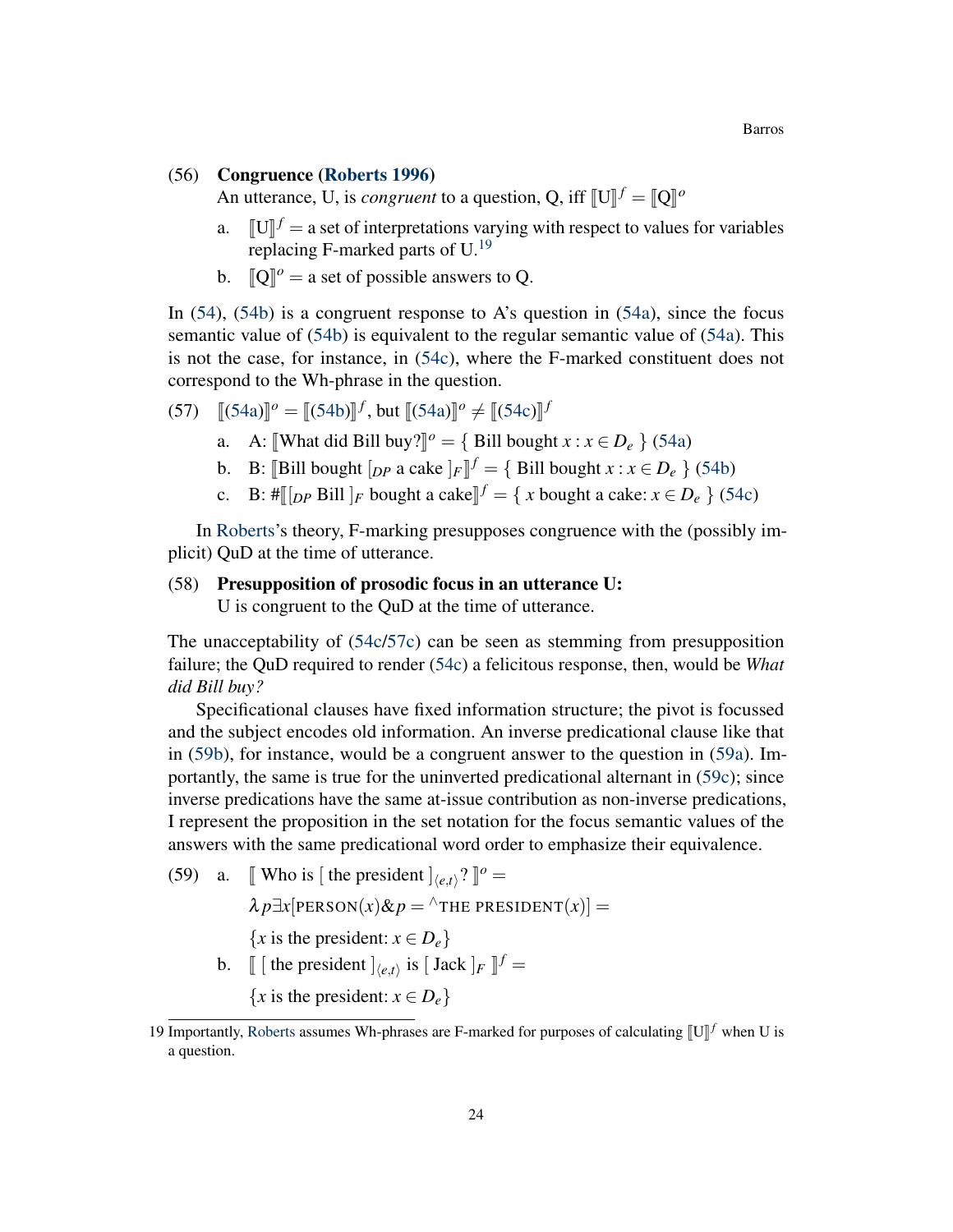(56) **Congruence (Roberts 1996)**
An utterance, U, is *congruent* to a question, Q, iff $[\![\mathrm{U}]\!]^f = [\![\mathrm{Q}]\!]^o$

a. $[\![\mathrm{U}]\!]^f =$ a set of interpretations varying with respect to values for variables replacing F-marked parts of U.[19]

b. $[\![\mathrm{Q}]\!]^o =$ a set of possible answers to Q.

In (54), (54b) is a congruent response to A's question in (54a), since the focus semantic value of (54b) is equivalent to the regular semantic value of (54a). This is not the case, for instance, in (54c), where the F-marked constituent does not correspond to the Wh-phrase in the question.

(57) $[\![(54a)]\!]^o = [\![(54b)]\!]^f$, but $[\![(54a)]\!]^o \neq [\![(54c)]\!]^f$

a. A: $[\![$What did Bill buy?$]\!]^o = \{$ Bill bought $x : x \in D_e \}$ (54a)

b. B: $[\![$Bill bought $[_{DP}$ a cake $]_F]\!]^f = \{$ Bill bought $x : x \in D_e \}$ (54b)

c. B: #$[\![[_{DP}$ Bill $]_F$ bought a cake$]\!]^f = \{$ $x$ bought a cake: $x \in D_e \}$ (54c)

In Roberts's theory, F-marking presupposes congruence with the (possibly implicit) QuD at the time of utterance.

(58) **Presupposition of prosodic focus in an utterance U:**
U is congruent to the QuD at the time of utterance.

The unacceptability of (54c/57c) can be seen as stemming from presupposition failure; the QuD required to render (54c) a felicitous response, then, would be *What did Bill buy?*

Specificational clauses have fixed information structure; the pivot is focussed and the subject encodes old information. An inverse predicational clause like that in (59b), for instance, would be a congruent answer to the question in (59a). Importantly, the same is true for the uninverted predicational alternant in (59c); since inverse predications have the same at-issue contribution as non-inverse predications, I represent the proposition in the set notation for the focus semantic values of the answers with the same predicational word order to emphasize their equivalence.

(59) a. $[\![$ Who is $[$ the president $]_{\langle e,t \rangle}$? $]\!]^o =$

$\lambda p \exists x[\text{PERSON}(x) \& p = {}^\wedge\text{THE PRESIDENT}(x)] =$

$\{x$ is the president: $x \in D_e\}$

b. $[\![$ $[$ the president $]_{\langle e,t \rangle}$ is $[$ Jack $]_F$ $]\!]^f =$

$\{x$ is the president: $x \in D_e\}$

19 Importantly, Roberts assumes Wh-phrases are F-marked for purposes of calculating $[\![\mathrm{U}]\!]^f$ when U is a question.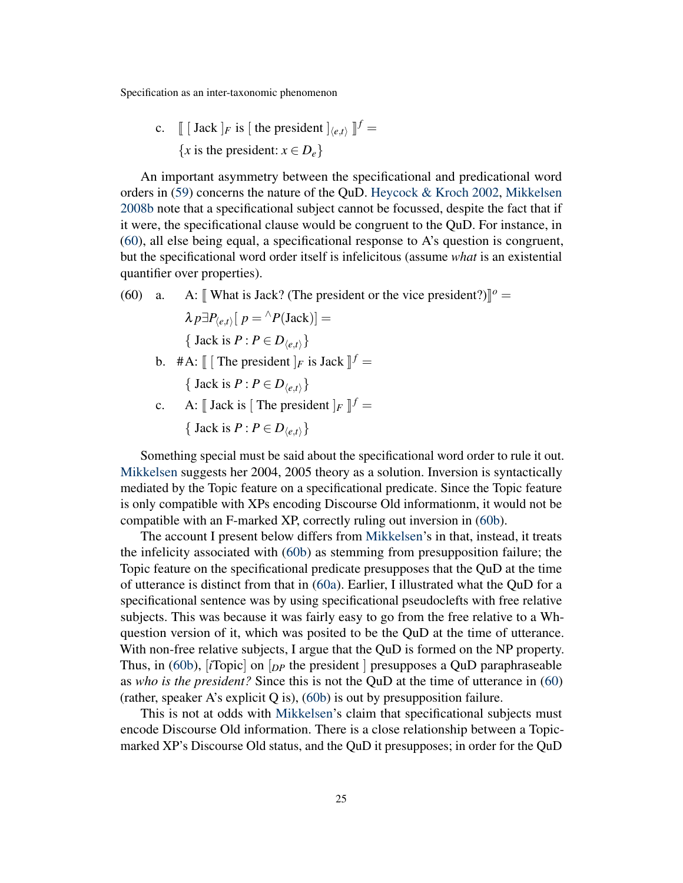c. $[\![\ [\text{ Jack }]_F \text{ is } [\text{ the president }]_{\langle e,t\rangle}\ ]\!]^f =$

$\{x \text{ is the president}: x \in D_e\}$

An important asymmetry between the specificational and predicational word orders in (59) concerns the nature of the QuD. Heycock & Kroch 2002, Mikkelsen 2008b note that a specificational subject cannot be focussed, despite the fact that if it were, the specificational clause would be congruent to the QuD. For instance, in (60), all else being equal, a specificational response to A's question is congruent, but the specificational word order itself is infelicitous (assume *what* is an existential quantifier over properties).

(60) a. A: $[\![$ What is Jack? (The president or the vice president?)$]\!]^o =$

$\lambda p \exists P_{\langle e,t\rangle}[\ p = {}^\wedge P(\text{Jack})] =$

$\{\text{ Jack is } P : P \in D_{\langle e,t\rangle}\}$

b. #A: $[\![\ [\text{ The president }]_F \text{ is Jack }]\!]^f =$

$\{\text{ Jack is } P : P \in D_{\langle e,t\rangle}\}$

c. A: $[\![\text{ Jack is } [\text{ The president }]_F\ ]\!]^f =$

$\{\text{ Jack is } P : P \in D_{\langle e,t\rangle}\}$

Something special must be said about the specificational word order to rule it out. Mikkelsen suggests her 2004, 2005 theory as a solution. Inversion is syntactically mediated by the Topic feature on a specificational predicate. Since the Topic feature is only compatible with XPs encoding Discourse Old informationm, it would not be compatible with an F-marked XP, correctly ruling out inversion in (60b).

The account I present below differs from Mikkelsen's in that, instead, it treats the infelicity associated with (60b) as stemming from presupposition failure; the Topic feature on the specificational predicate presupposes that the QuD at the time of utterance is distinct from that in (60a). Earlier, I illustrated what the QuD for a specificational sentence was by using specificational pseudoclefts with free relative subjects. This was because it was fairly easy to go from the free relative to a Wh-question version of it, which was posited to be the QuD at the time of utterance. With non-free relative subjects, I argue that the QuD is formed on the NP property. Thus, in (60b), [*i*Topic] on $[_{DP}$ the president $]$ presupposes a QuD paraphraseable as *who is the president?* Since this is not the QuD at the time of utterance in (60) (rather, speaker A's explicit Q is), (60b) is out by presupposition failure.

This is not at odds with Mikkelsen's claim that specificational subjects must encode Discourse Old information. There is a close relationship between a Topic-marked XP's Discourse Old status, and the QuD it presupposes; in order for the QuD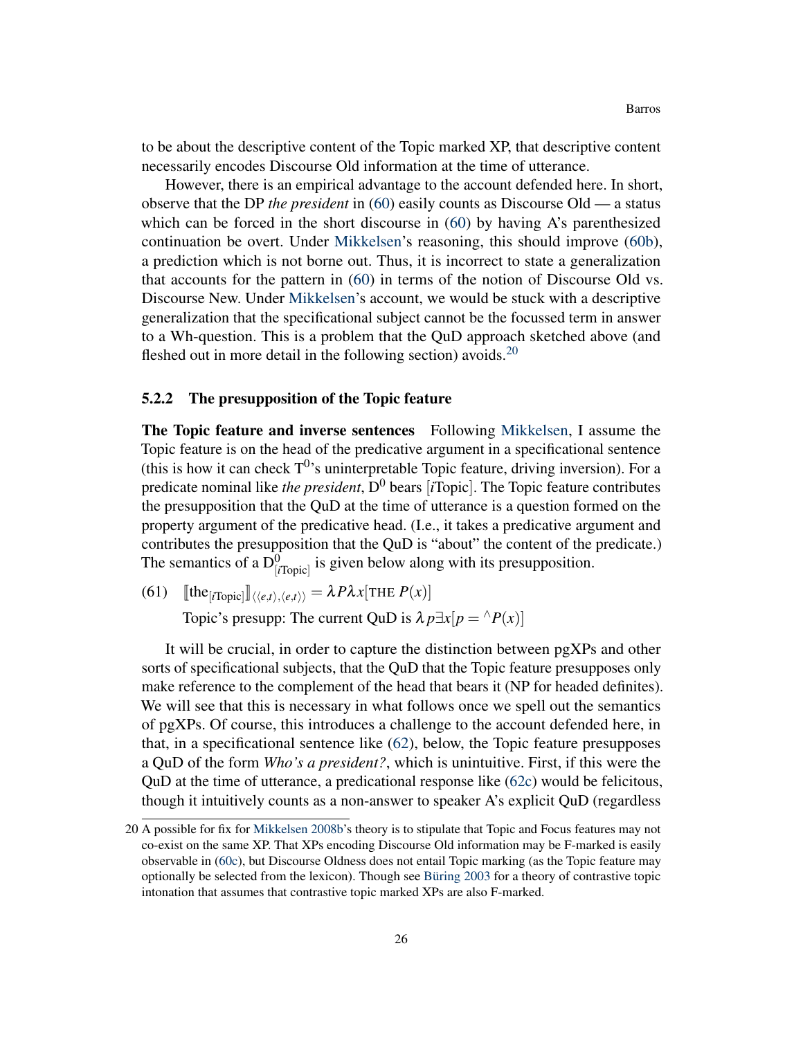to be about the descriptive content of the Topic marked XP, that descriptive content necessarily encodes Discourse Old information at the time of utterance.

However, there is an empirical advantage to the account defended here. In short, observe that the DP *the president* in (60) easily counts as Discourse Old — a status which can be forced in the short discourse in (60) by having A's parenthesized continuation be overt. Under Mikkelsen's reasoning, this should improve (60b), a prediction which is not borne out. Thus, it is incorrect to state a generalization that accounts for the pattern in (60) in terms of the notion of Discourse Old vs. Discourse New. Under Mikkelsen's account, we would be stuck with a descriptive generalization that the specificational subject cannot be the focussed term in answer to a Wh-question. This is a problem that the QuD approach sketched above (and fleshed out in more detail in the following section) avoids.[20]

### 5.2.2 The presupposition of the Topic feature

**The Topic feature and inverse sentences** Following Mikkelsen, I assume the Topic feature is on the head of the predicative argument in a specificational sentence (this is how it can check $T^0$'s uninterpretable Topic feature, driving inversion). For a predicate nominal like *the president*, $D^0$ bears [*i*Topic]. The Topic feature contributes the presupposition that the QuD at the time of utterance is a question formed on the property argument of the predicative head. (I.e., it takes a predicative argument and contributes the presupposition that the QuD is "about" the content of the predicate.) The semantics of a $D^0_{[i\text{Topic}]}$ is given below along with its presupposition.

(61) $[\![\text{the}_{[i\text{Topic}]}]\!]_{\langle\langle e,t\rangle,\langle e,t\rangle\rangle} = \lambda P \lambda x[\text{THE } P(x)]$

Topic's presupp: The current QuD is $\lambda p \exists x[p = {}^\wedge P(x)]$

It will be crucial, in order to capture the distinction between pgXPs and other sorts of specificational subjects, that the QuD that the Topic feature presupposes only make reference to the complement of the head that bears it (NP for headed definites). We will see that this is necessary in what follows once we spell out the semantics of pgXPs. Of course, this introduces a challenge to the account defended here, in that, in a specificational sentence like (62), below, the Topic feature presupposes a QuD of the form *Who's a president?*, which is unintuitive. First, if this were the QuD at the time of utterance, a predicational response like (62c) would be felicitous, though it intuitively counts as a non-answer to speaker A's explicit QuD (regardless

---

20 A possible for fix for Mikkelsen 2008b's theory is to stipulate that Topic and Focus features may not co-exist on the same XP. That XPs encoding Discourse Old information may be F-marked is easily observable in (60c), but Discourse Oldness does not entail Topic marking (as the Topic feature may optionally be selected from the lexicon). Though see Büring 2003 for a theory of contrastive topic intonation that assumes that contrastive topic marked XPs are also F-marked.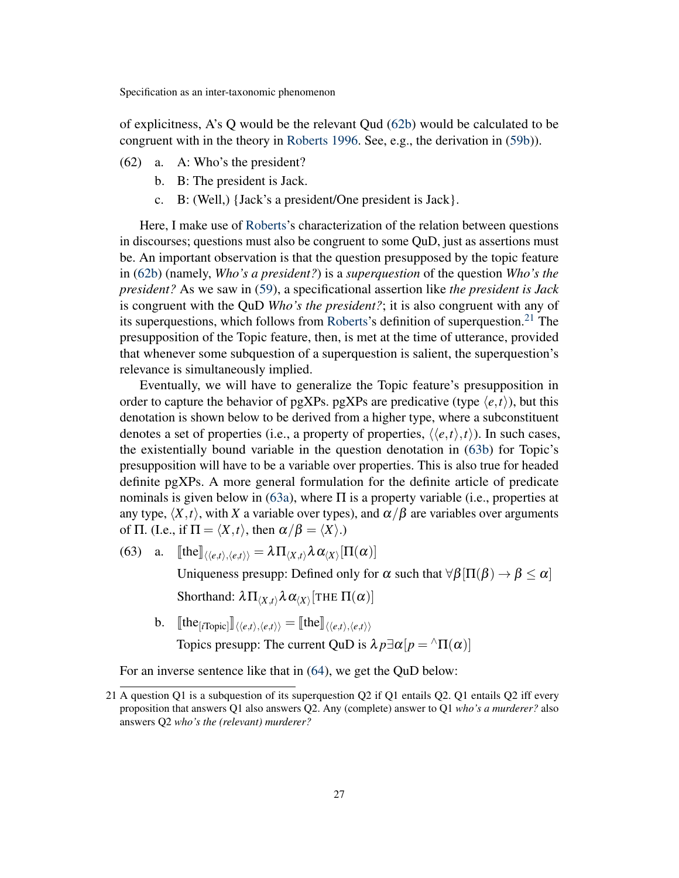of explicitness, A's Q would be the relevant Qud (62b) would be calculated to be congruent with in the theory in Roberts 1996. See, e.g., the derivation in (59b)).

(62) a. A: Who's the president?

b. B: The president is Jack.

c. B: (Well,) {Jack's a president/One president is Jack}.

Here, I make use of Roberts's characterization of the relation between questions in discourses; questions must also be congruent to some QuD, just as assertions must be. An important observation is that the question presupposed by the topic feature in (62b) (namely, *Who's a president?*) is a *superquestion* of the question *Who's the president?* As we saw in (59), a specificational assertion like *the president is Jack* is congruent with the QuD *Who's the president?*; it is also congruent with any of its superquestions, which follows from Roberts's definition of superquestion.[21] The presupposition of the Topic feature, then, is met at the time of utterance, provided that whenever some subquestion of a superquestion is salient, the superquestion's relevance is simultaneously implied.

Eventually, we will have to generalize the Topic feature's presupposition in order to capture the behavior of pgXPs. pgXPs are predicative (type $\langle e,t \rangle$), but this denotation is shown below to be derived from a higher type, where a subconstituent denotes a set of properties (i.e., a property of properties, $\langle\langle e,t\rangle,t\rangle$). In such cases, the existentially bound variable in the question denotation in (63b) for Topic's presupposition will have to be a variable over properties. This is also true for headed definite pgXPs. A more general formulation for the definite article of predicate nominals is given below in (63a), where $\Pi$ is a property variable (i.e., properties at any type, $\langle X,t \rangle$, with $X$ a variable over types), and $\alpha/\beta$ are variables over arguments of $\Pi$. (I.e., if $\Pi = \langle X,t \rangle$, then $\alpha/\beta = \langle X \rangle$.)

(63) a. $[\![\text{the}]\!]_{\langle\langle e,t\rangle,\langle e,t\rangle\rangle} = \lambda \Pi_{\langle X,t\rangle} \lambda \alpha_{\langle X\rangle}[\Pi(\alpha)]$

Uniqueness presupp: Defined only for $\alpha$ such that $\forall \beta[\Pi(\beta) \rightarrow \beta \leq \alpha]$

Shorthand: $\lambda \Pi_{\langle X,t\rangle} \lambda \alpha_{\langle X\rangle}[\text{THE } \Pi(\alpha)]$

b. $[\![\text{the}_{[i\text{Topic}]}]\!]_{\langle\langle e,t\rangle,\langle e,t\rangle\rangle} = [\![\text{the}]\!]_{\langle\langle e,t\rangle,\langle e,t\rangle\rangle}$

Topics presupp: The current QuD is $\lambda p \exists \alpha[p = {}^\wedge\Pi(\alpha)]$

For an inverse sentence like that in (64), we get the QuD below:

21 A question Q1 is a subquestion of its superquestion Q2 if Q1 entails Q2. Q1 entails Q2 iff every proposition that answers Q1 also answers Q2. Any (complete) answer to Q1 *who's a murderer?* also answers Q2 *who's the (relevant) murderer?*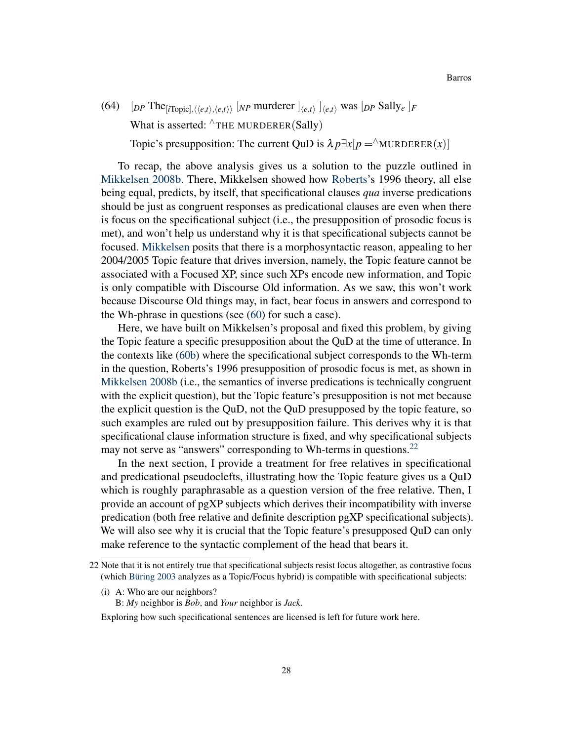(64) $[_{DP}$ The$_{[i\text{Topic}],\langle\langle e,t\rangle,\langle e,t\rangle\rangle}$ $[_{NP}$ murderer $]_{\langle e,t\rangle}$ $]_{\langle e,t\rangle}$ was $[_{DP}$ Sally$_e$ $]_F$

What is asserted: $^\wedge$THE MURDERER(Sally)

Topic's presupposition: The current QuD is $\lambda p \exists x[p = {}^\wedge\text{MURDERER}(x)]$

To recap, the above analysis gives us a solution to the puzzle outlined in Mikkelsen 2008b. There, Mikkelsen showed how Roberts's 1996 theory, all else being equal, predicts, by itself, that specificational clauses *qua* inverse predications should be just as congruent responses as predicational clauses are even when there is focus on the specificational subject (i.e., the presupposition of prosodic focus is met), and won't help us understand why it is that specificational subjects cannot be focused. Mikkelsen posits that there is a morphosyntactic reason, appealing to her 2004/2005 Topic feature that drives inversion, namely, the Topic feature cannot be associated with a Focused XP, since such XPs encode new information, and Topic is only compatible with Discourse Old information. As we saw, this won't work because Discourse Old things may, in fact, bear focus in answers and correspond to the Wh-phrase in questions (see (60) for such a case).

Here, we have built on Mikkelsen's proposal and fixed this problem, by giving the Topic feature a specific presupposition about the QuD at the time of utterance. In the contexts like (60b) where the specificational subject corresponds to the Wh-term in the question, Roberts's 1996 presupposition of prosodic focus is met, as shown in Mikkelsen 2008b (i.e., the semantics of inverse predications is technically congruent with the explicit question), but the Topic feature's presupposition is not met because the explicit question is the QuD, not the QuD presupposed by the topic feature, so such examples are ruled out by presupposition failure. This derives why it is that specificational clause information structure is fixed, and why specificational subjects may not serve as "answers" corresponding to Wh-terms in questions.[22]

In the next section, I provide a treatment for free relatives in specificational and predicational pseudoclefts, illustrating how the Topic feature gives us a QuD which is roughly paraphrasable as a question version of the free relative. Then, I provide an account of pgXP subjects which derives their incompatibility with inverse predication (both free relative and definite description pgXP specificational subjects). We will also see why it is crucial that the Topic feature's presupposed QuD can only make reference to the syntactic complement of the head that bears it.

---

22 Note that it is not entirely true that specificational subjects resist focus altogether, as contrastive focus (which Büring 2003 analyzes as a Topic/Focus hybrid) is compatible with specificational subjects:

(i) A: Who are our neighbors?
B: *My* neighbor is *Bob*, and *Your* neighbor is *Jack*.

Exploring how such specificational sentences are licensed is left for future work here.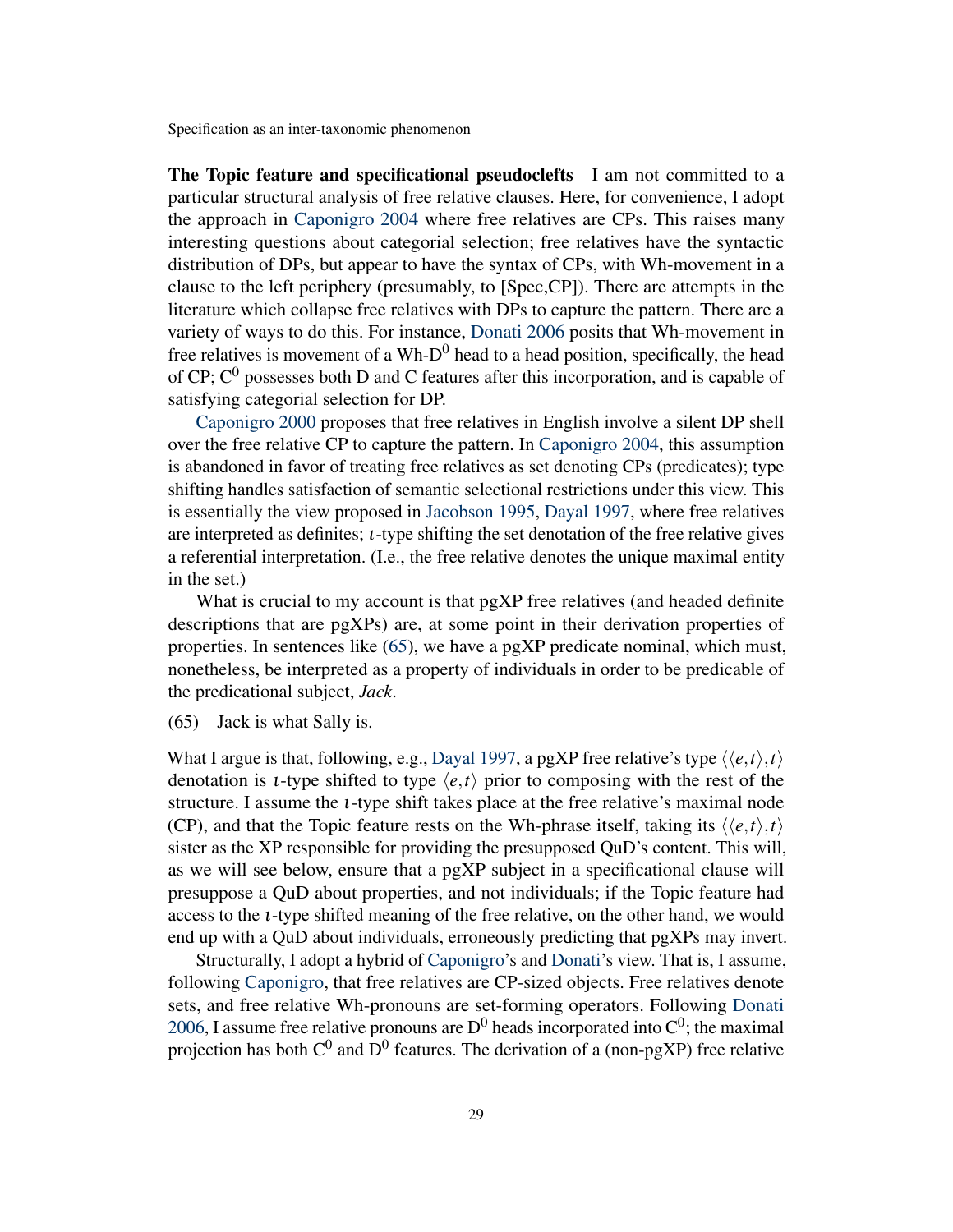**The Topic feature and specificational pseudoclefts** I am not committed to a particular structural analysis of free relative clauses. Here, for convenience, I adopt the approach in Caponigro 2004 where free relatives are CPs. This raises many interesting questions about categorial selection; free relatives have the syntactic distribution of DPs, but appear to have the syntax of CPs, with Wh-movement in a clause to the left periphery (presumably, to [Spec,CP]). There are attempts in the literature which collapse free relatives with DPs to capture the pattern. There are a variety of ways to do this. For instance, Donati 2006 posits that Wh-movement in free relatives is movement of a Wh-$D^0$ head to a head position, specifically, the head of CP; $C^0$ possesses both D and C features after this incorporation, and is capable of satisfying categorial selection for DP.

Caponigro 2000 proposes that free relatives in English involve a silent DP shell over the free relative CP to capture the pattern. In Caponigro 2004, this assumption is abandoned in favor of treating free relatives as set denoting CPs (predicates); type shifting handles satisfaction of semantic selectional restrictions under this view. This is essentially the view proposed in Jacobson 1995, Dayal 1997, where free relatives are interpreted as definites; $\iota$-type shifting the set denotation of the free relative gives a referential interpretation. (I.e., the free relative denotes the unique maximal entity in the set.)

What is crucial to my account is that pgXP free relatives (and headed definite descriptions that are pgXPs) are, at some point in their derivation properties of properties. In sentences like (65), we have a pgXP predicate nominal, which must, nonetheless, be interpreted as a property of individuals in order to be predicable of the predicational subject, *Jack*.

(65) Jack is what Sally is.

What I argue is that, following, e.g., Dayal 1997, a pgXP free relative's type $\langle\langle e,t\rangle,t\rangle$ denotation is $\iota$-type shifted to type $\langle e,t\rangle$ prior to composing with the rest of the structure. I assume the $\iota$-type shift takes place at the free relative's maximal node (CP), and that the Topic feature rests on the Wh-phrase itself, taking its $\langle\langle e,t\rangle,t\rangle$ sister as the XP responsible for providing the presupposed QuD's content. This will, as we will see below, ensure that a pgXP subject in a specificational clause will presuppose a QuD about properties, and not individuals; if the Topic feature had access to the $\iota$-type shifted meaning of the free relative, on the other hand, we would end up with a QuD about individuals, erroneously predicting that pgXPs may invert.

Structurally, I adopt a hybrid of Caponigro's and Donati's view. That is, I assume, following Caponigro, that free relatives are CP-sized objects. Free relatives denote sets, and free relative Wh-pronouns are set-forming operators. Following Donati 2006, I assume free relative pronouns are $D^0$ heads incorporated into $C^0$; the maximal projection has both $C^0$ and $D^0$ features. The derivation of a (non-pgXP) free relative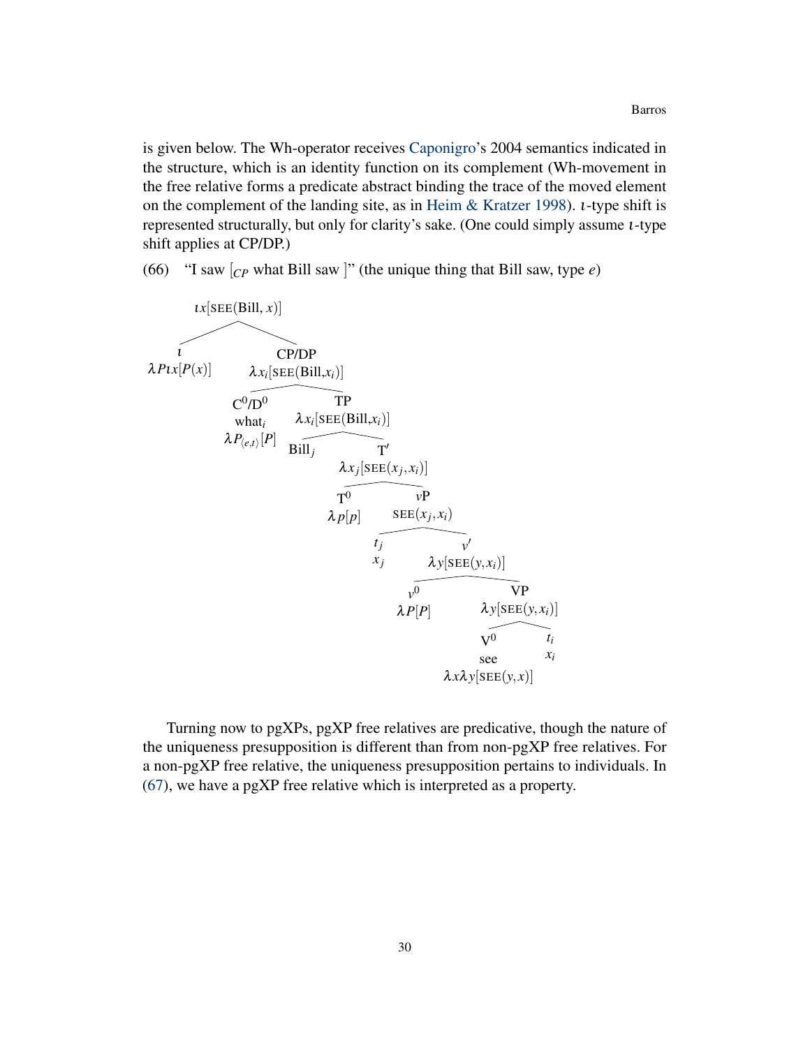is given below. The Wh-operator receives Caponigro's 2004 semantics indicated in the structure, which is an identity function on its complement (Wh-movement in the free relative forms a predicate abstract binding the trace of the moved element on the complement of the landing site, as in Heim & Kratzer 1998). $\iota$-type shift is represented structurally, but only for clarity's sake. (One could simply assume $\iota$-type shift applies at CP/DP.)

(66) "I saw [$_{CP}$ what Bill saw ]" (the unique thing that Bill saw, type $e$)

```
ιx[SEE(Bill, x)]
├── ι
│   λPιx[P(x)]
└── CP/DP
    λx_i[SEE(Bill,x_i)]
    ├── C⁰/D⁰
    │   what_i
    │   λP_⟨e,t⟩[P]
    └── TP
        λx_i[SEE(Bill,x_i)]
        ├── Bill_j
        └── T′
            λx_j[SEE(x_j,x_i)]
            ├── T⁰
            │   λp[p]
            └── vP
                SEE(x_j,x_i)
                ├── t_j
                │   x_j
                └── v′
                    λy[SEE(y,x_i)]
                    ├── v⁰
                    │   λP[P]
                    └── VP
                        λy[SEE(y,x_i)]
                        ├── V⁰
                        │   see
                        │   λxλy[SEE(y,x)]
                        └── t_i
                            x_i
```

Turning now to pgXPs, pgXP free relatives are predicative, though the nature of the uniqueness presupposition is different than from non-pgXP free relatives. For a non-pgXP free relative, the uniqueness presupposition pertains to individuals. In (67), we have a pgXP free relative which is interpreted as a property.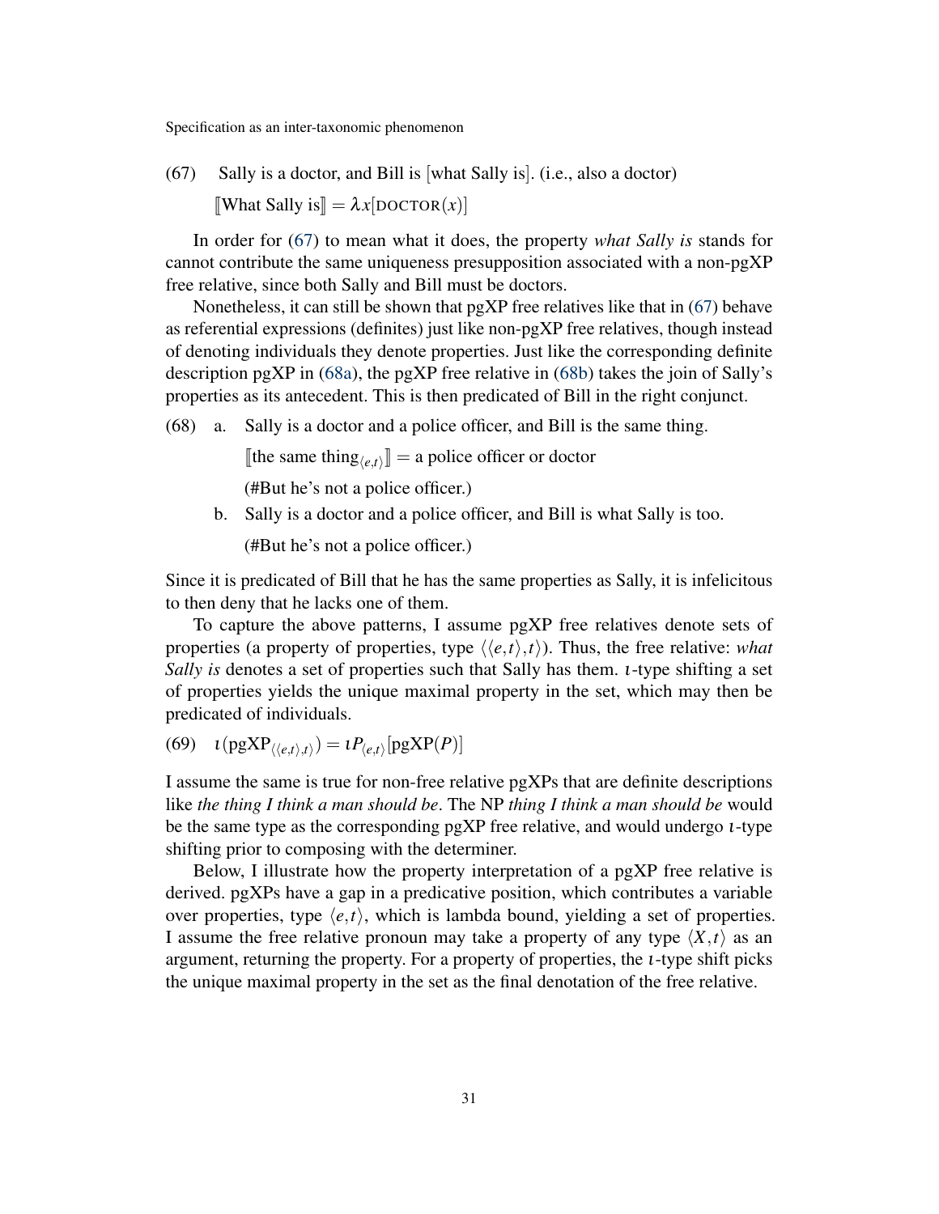(67) Sally is a doctor, and Bill is [what Sally is]. (i.e., also a doctor)

$[\![\text{What Sally is}]\!] = \lambda x[\text{DOCTOR}(x)]$

In order for (67) to mean what it does, the property *what Sally is* stands for cannot contribute the same uniqueness presupposition associated with a non-pgXP free relative, since both Sally and Bill must be doctors.

Nonetheless, it can still be shown that pgXP free relatives like that in (67) behave as referential expressions (definites) just like non-pgXP free relatives, though instead of denoting individuals they denote properties. Just like the corresponding definite description pgXP in (68a), the pgXP free relative in (68b) takes the join of Sally's properties as its antecedent. This is then predicated of Bill in the right conjunct.

(68) a. Sally is a doctor and a police officer, and Bill is the same thing.

$[\![\text{the same thing}_{\langle e,t\rangle}]\!]$ = a police officer or doctor

(#But he's not a police officer.)

b. Sally is a doctor and a police officer, and Bill is what Sally is too.

(#But he's not a police officer.)

Since it is predicated of Bill that he has the same properties as Sally, it is infelicitous to then deny that he lacks one of them.

To capture the above patterns, I assume pgXP free relatives denote sets of properties (a property of properties, type $\langle\langle e,t\rangle,t\rangle$). Thus, the free relative: *what Sally is* denotes a set of properties such that Sally has them. $\iota$-type shifting a set of properties yields the unique maximal property in the set, which may then be predicated of individuals.

(69) $\iota(\text{pgXP}_{\langle\langle e,t\rangle,t\rangle}) = \iota P_{\langle e,t\rangle}[\text{pgXP}(P)]$

I assume the same is true for non-free relative pgXPs that are definite descriptions like *the thing I think a man should be*. The NP *thing I think a man should be* would be the same type as the corresponding pgXP free relative, and would undergo $\iota$-type shifting prior to composing with the determiner.

Below, I illustrate how the property interpretation of a pgXP free relative is derived. pgXPs have a gap in a predicative position, which contributes a variable over properties, type $\langle e,t\rangle$, which is lambda bound, yielding a set of properties. I assume the free relative pronoun may take a property of any type $\langle X,t\rangle$ as an argument, returning the property. For a property of properties, the $\iota$-type shift picks the unique maximal property in the set as the final denotation of the free relative.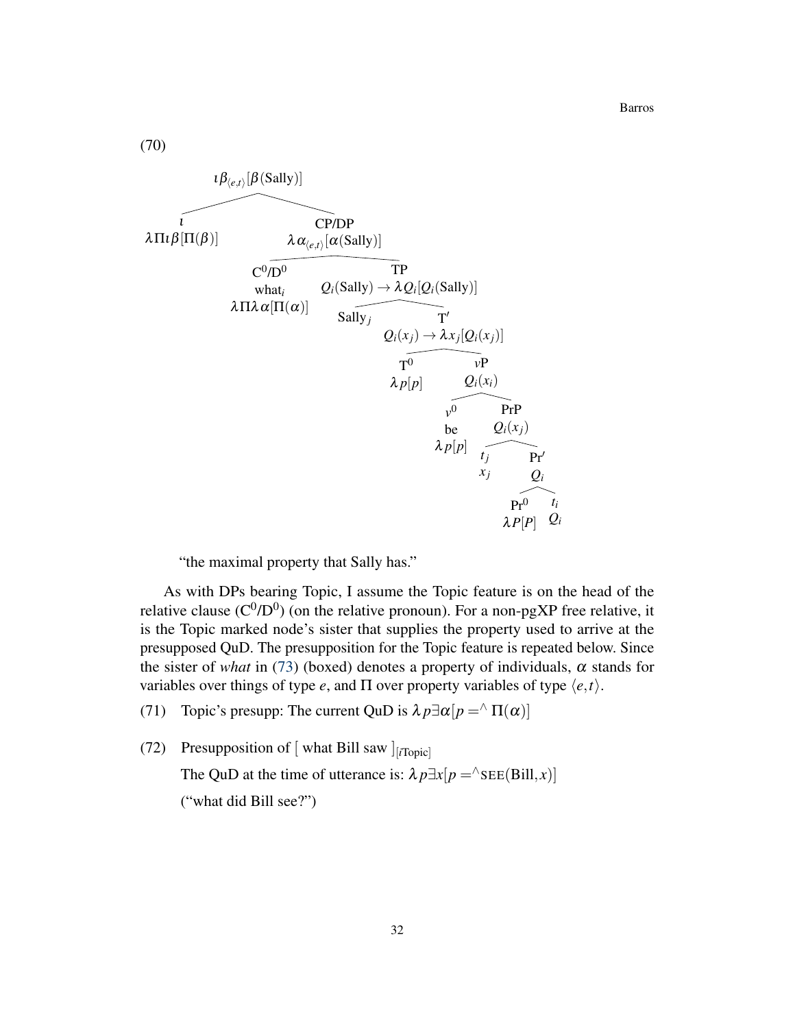(70)

```
ιβ_<e,t>[β(Sally)]
├── ι
│   λΠιβ[Π(β)]
└── CP/DP
    λα_<e,t>[α(Sally)]
    ├── C0/D0
    │   what_i
    │   λΠλα[Π(α)]
    └── TP
        Q_i(Sally) → λQ_i[Q_i(Sally)]
        ├── Sally_j
        └── T′
            Q_i(x_j) → λx_j[Q_i(x_j)]
            ├── T0
            │   λp[p]
            └── vP
                Q_i(x_i)
                ├── v0
                │   be
                │   λp[p]
                └── PrP
                    Q_i(x_j)
                    ├── t_j
                    │   x_j
                    └── Pr′
                        Q_i
                        ├── Pr0
                        │   λP[P]
                        └── t_i
                            Q_i
```

"the maximal property that Sally has."

As with DPs bearing Topic, I assume the Topic feature is on the head of the relative clause ($C^0/D^0$) (on the relative pronoun). For a non-pgXP free relative, it is the Topic marked node's sister that supplies the property used to arrive at the presupposed QuD. The presupposition for the Topic feature is repeated below. Since the sister of *what* in (73) (boxed) denotes a property of individuals, $\alpha$ stands for variables over things of type *e*, and $\Pi$ over property variables of type $\langle e,t \rangle$.

(71) Topic's presupp: The current QuD is $\lambda p \exists \alpha [p = ^\wedge \Pi(\alpha)]$

(72) Presupposition of [ what Bill saw $]_{[i\text{Topic}]}$

The QuD at the time of utterance is: $\lambda p \exists x [p = ^\wedge \text{SEE}(\text{Bill}, x)]$

("what did Bill see?")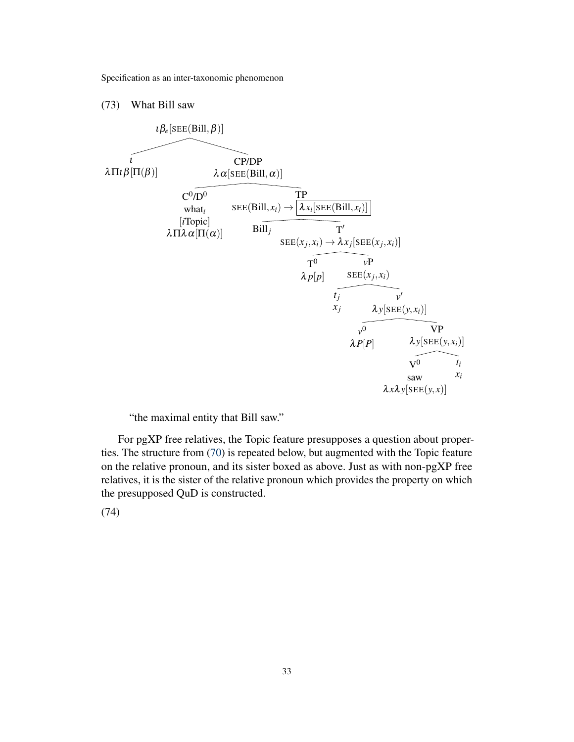(73) What Bill saw

$\iota\beta_e[\text{SEE}(\text{Bill},\beta)]$

- $\iota$: $\lambda\Pi\iota\beta[\Pi(\beta)]$
- CP/DP: $\lambda\alpha[\text{SEE}(\text{Bill},\alpha)]$
  - $C^0/D^0$: what$_i$ [$i$Topic] $\lambda\Pi\lambda\alpha[\Pi(\alpha)]$
  - TP: $\text{SEE}(\text{Bill},x_i) \rightarrow \boxed{\lambda x_i[\text{SEE}(\text{Bill},x_i)]}$
    - Bill$_j$
    - T$'$: $\text{SEE}(x_j,x_i) \rightarrow \lambda x_j[\text{SEE}(x_j,x_i)]$
      - $T^0$: $\lambda p[p]$
      - $v$P: $\text{SEE}(x_j,x_i)$
        - $t_j$: $x_j$
        - $v'$: $\lambda y[\text{SEE}(y,x_i)]$
          - $v^0$: $\lambda P[P]$
          - VP: $\lambda y[\text{SEE}(y,x_i)]$
            - $V^0$: saw $\lambda x\lambda y[\text{SEE}(y,x)]$
            - $t_i$: $x_i$

"the maximal entity that Bill saw."

For pgXP free relatives, the Topic feature presupposes a question about properties. The structure from (70) is repeated below, but augmented with the Topic feature on the relative pronoun, and its sister boxed as above. Just as with non-pgXP free relatives, it is the sister of the relative pronoun which provides the property on which the presupposed QuD is constructed.

(74)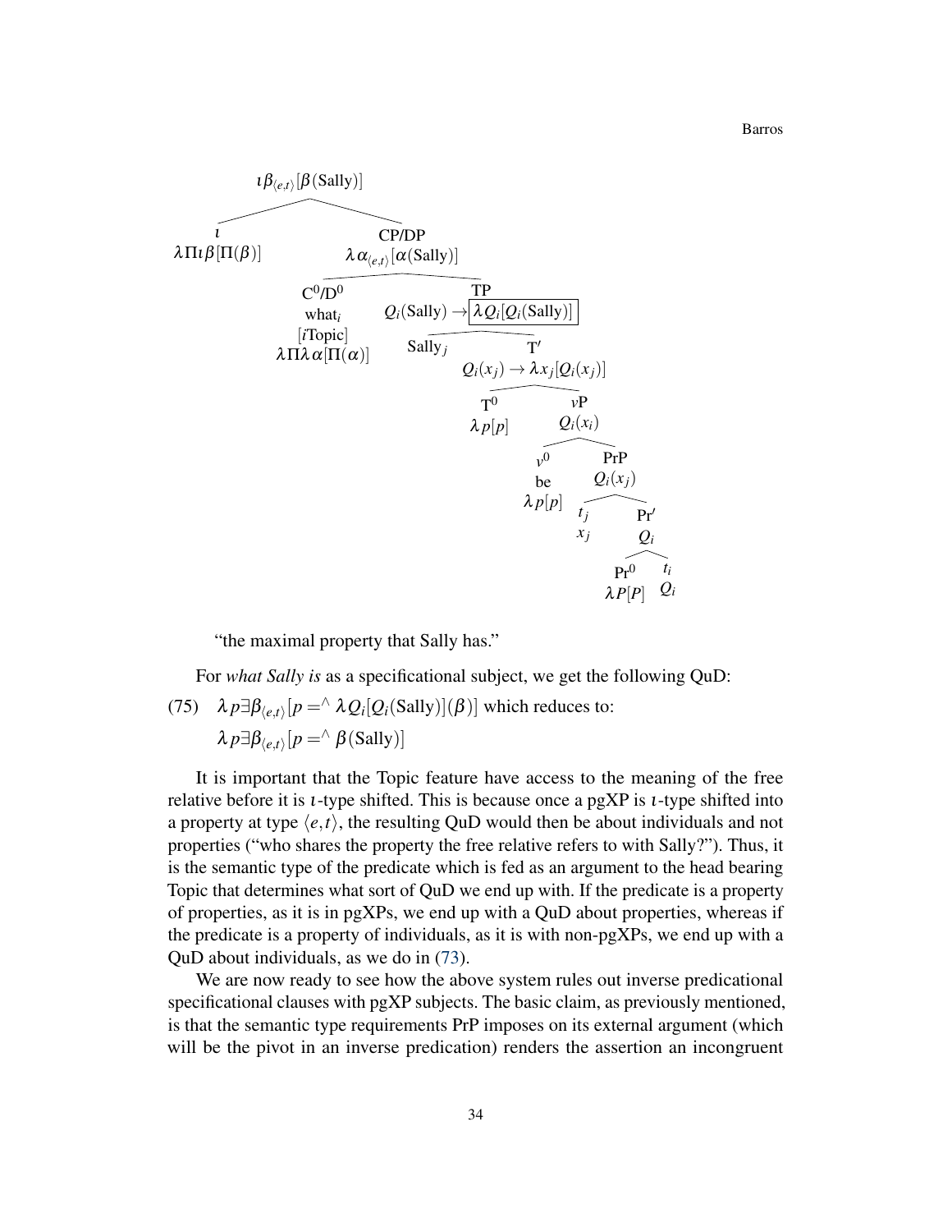$$
\begin{array}{l}
\text{Tree:} \\
[\ \iota\beta_{\langle e,t\rangle}[\beta(\text{Sally})] \\
\quad [\ \iota \ \ \lambda\Pi\iota\beta[\Pi(\beta)]\ ] \\
\quad [\ \text{CP/DP}\ \ \lambda\alpha_{\langle e,t\rangle}[\alpha(\text{Sally})] \\
\quad\quad [\ \text{C}^0/\text{D}^0\ \ \text{what}_i\ [i\text{Topic}]\ \ \lambda\Pi\lambda\alpha[\Pi(\alpha)]\ ] \\
\quad\quad [\ \text{TP}\ \ Q_i(\text{Sally}) \rightarrow \boxed{\lambda Q_i[Q_i(\text{Sally})]} \\
\quad\quad\quad [\ \text{Sally}_j\ ] \\
\quad\quad\quad [\ \text{T}'\ \ Q_i(x_j) \rightarrow \lambda x_j[Q_i(x_j)] \\
\quad\quad\quad\quad [\ \text{T}^0\ \ \lambda p[p]\ ] \\
\quad\quad\quad\quad [\ v\text{P}\ \ Q_i(x_i) \\
\quad\quad\quad\quad\quad [\ v^0\ \ \text{be}\ \ \lambda p[p]\ ] \\
\quad\quad\quad\quad\quad [\ \text{PrP}\ \ Q_i(x_j) \\
\quad\quad\quad\quad\quad\quad [\ t_j\ \ x_j\ ] \\
\quad\quad\quad\quad\quad\quad [\ \text{Pr}'\ \ Q_i \\
\quad\quad\quad\quad\quad\quad\quad [\ \text{Pr}^0\ \ \lambda P[P]\ ] \\
\quad\quad\quad\quad\quad\quad\quad [\ t_i\ \ Q_i\ ]\ ]\ ]\ ]\ ]\ ]\ ]\ ]
\end{array}
$$

"the maximal property that Sally has."

For *what Sally is* as a specificational subject, we get the following QuD:

(75) $\lambda p \exists \beta_{\langle e,t\rangle}[p =^{\wedge} \lambda Q_i[Q_i(\text{Sally})](\beta)]$ which reduces to:
$\lambda p \exists \beta_{\langle e,t\rangle}[p =^{\wedge} \beta(\text{Sally})]$

It is important that the Topic feature have access to the meaning of the free relative before it is $\iota$-type shifted. This is because once a pgXP is $\iota$-type shifted into a property at type $\langle e,t\rangle$, the resulting QuD would then be about individuals and not properties ("who shares the property the free relative refers to with Sally?"). Thus, it is the semantic type of the predicate which is fed as an argument to the head bearing Topic that determines what sort of QuD we end up with. If the predicate is a property of properties, as it is in pgXPs, we end up with a QuD about properties, whereas if the predicate is a property of individuals, as it is with non-pgXPs, we end up with a QuD about individuals, as we do in (73).

We are now ready to see how the above system rules out inverse predicational specificational clauses with pgXP subjects. The basic claim, as previously mentioned, is that the semantic type requirements PrP imposes on its external argument (which will be the pivot in an inverse predication) renders the assertion an incongruent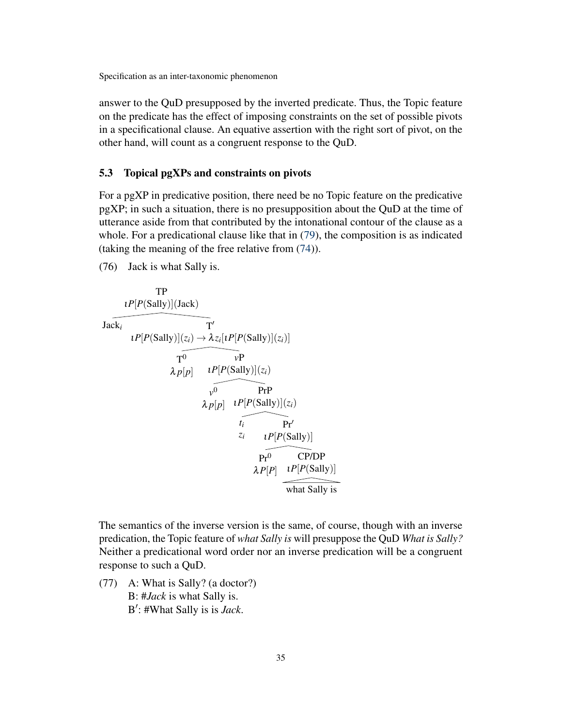answer to the QuD presupposed by the inverted predicate. Thus, the Topic feature on the predicate has the effect of imposing constraints on the set of possible pivots in a specificational clause. An equative assertion with the right sort of pivot, on the other hand, will count as a congruent response to the QuD.

### 5.3 Topical pgXPs and constraints on pivots

For a pgXP in predicative position, there need be no Topic feature on the predicative pgXP; in such a situation, there is no presupposition about the QuD at the time of utterance aside from that contributed by the intonational contour of the clause as a whole. For a predicational clause like that in (79), the composition is as indicated (taking the meaning of the free relative from (74)).

(76) Jack is what Sally is.

```
TP: ιP[P(Sally)](Jack)
├── Jack_i
└── T′: ιP[P(Sally)](z_i) → λz_i[ιP[P(Sally)](z_i)]
    ├── T⁰: λp[p]
    └── vP: ιP[P(Sally)](z_i)
        ├── v⁰: λp[p]
        └── PrP: ιP[P(Sally)](z_i)
            ├── t_i: z_i
            └── Pr′: ιP[P(Sally)]
                ├── Pr⁰: λP[P]
                └── CP/DP: ιP[P(Sally)]
                    └── what Sally is
```

The semantics of the inverse version is the same, of course, though with an inverse predication, the Topic feature of *what Sally is* will presuppose the QuD *What is Sally?* Neither a predicational word order nor an inverse predication will be a congruent response to such a QuD.

(77) A: What is Sally? (a doctor?)
B: #*Jack* is what Sally is.
B′: #What Sally is is *Jack*.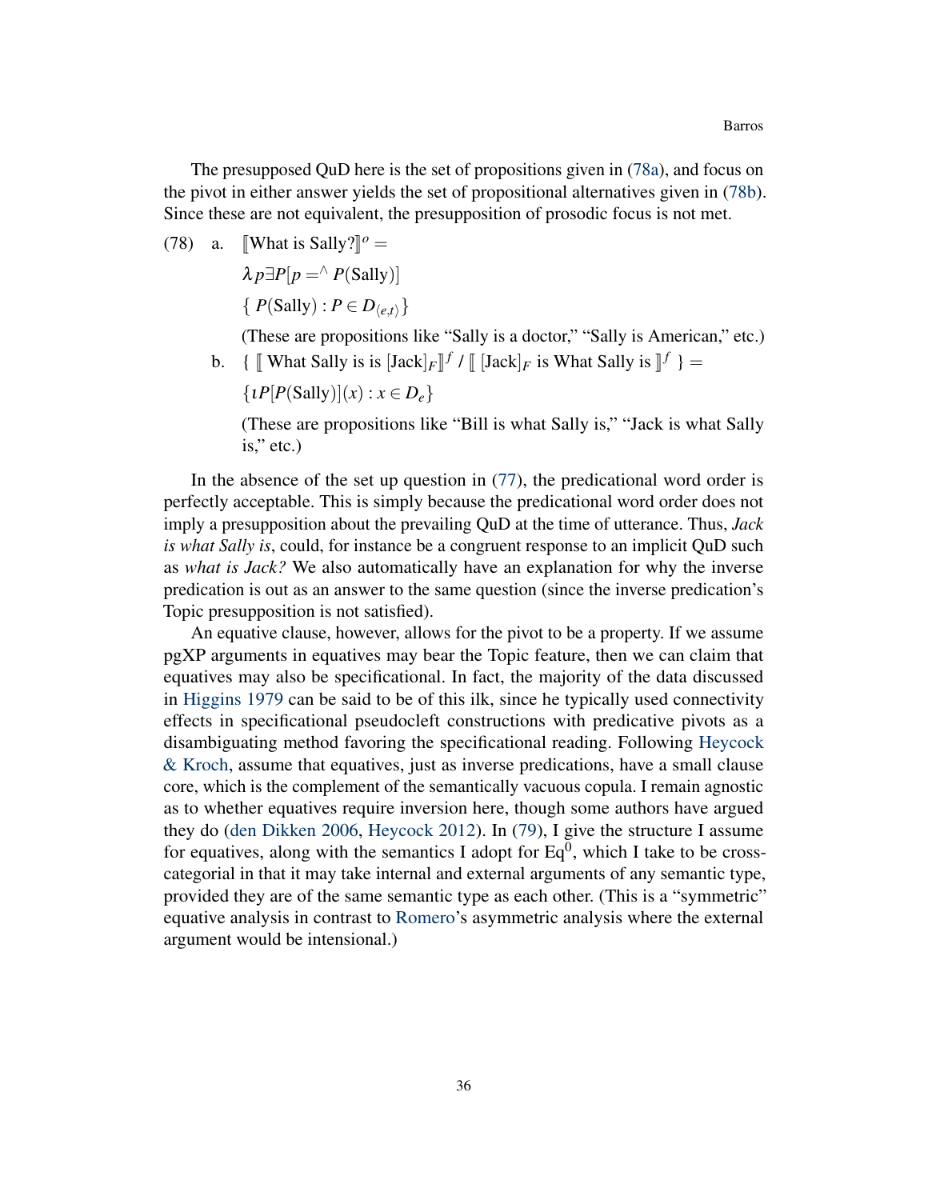The presupposed QuD here is the set of propositions given in (78a), and focus on the pivot in either answer yields the set of propositional alternatives given in (78b). Since these are not equivalent, the presupposition of prosodic focus is not met.

(78) a. $[\![\text{What is Sally?}]\!]^{o} =$

$\lambda p \exists P[p =^{\wedge} P(\text{Sally})]$

$\{\ P(\text{Sally}) : P \in D_{\langle e,t \rangle}\}$

(These are propositions like "Sally is a doctor," "Sally is American," etc.)

b. $\{\ [\![\ \text{What Sally is is } [\text{Jack}]_F]\!]^{f}\ /\ [\![\ [\text{Jack}]_F \text{ is What Sally is }]\!]^{f}\ \} =$

$\{\iota P[P(\text{Sally})](x) : x \in D_e\}$

(These are propositions like "Bill is what Sally is," "Jack is what Sally is," etc.)

In the absence of the set up question in (77), the predicational word order is perfectly acceptable. This is simply because the predicational word order does not imply a presupposition about the prevailing QuD at the time of utterance. Thus, *Jack is what Sally is*, could, for instance be a congruent response to an implicit QuD such as *what is Jack?* We also automatically have an explanation for why the inverse predication is out as an answer to the same question (since the inverse predication's Topic presupposition is not satisfied).

An equative clause, however, allows for the pivot to be a property. If we assume pgXP arguments in equatives may bear the Topic feature, then we can claim that equatives may also be specificational. In fact, the majority of the data discussed in Higgins 1979 can be said to be of this ilk, since he typically used connectivity effects in specificational pseudocleft constructions with predicative pivots as a disambiguating method favoring the specificational reading. Following Heycock & Kroch, assume that equatives, just as inverse predications, have a small clause core, which is the complement of the semantically vacuous copula. I remain agnostic as to whether equatives require inversion here, though some authors have argued they do (den Dikken 2006, Heycock 2012). In (79), I give the structure I assume for equatives, along with the semantics I adopt for $\text{Eq}^0$, which I take to be cross-categorial in that it may take internal and external arguments of any semantic type, provided they are of the same semantic type as each other. (This is a "symmetric" equative analysis in contrast to Romero's asymmetric analysis where the external argument would be intensional.)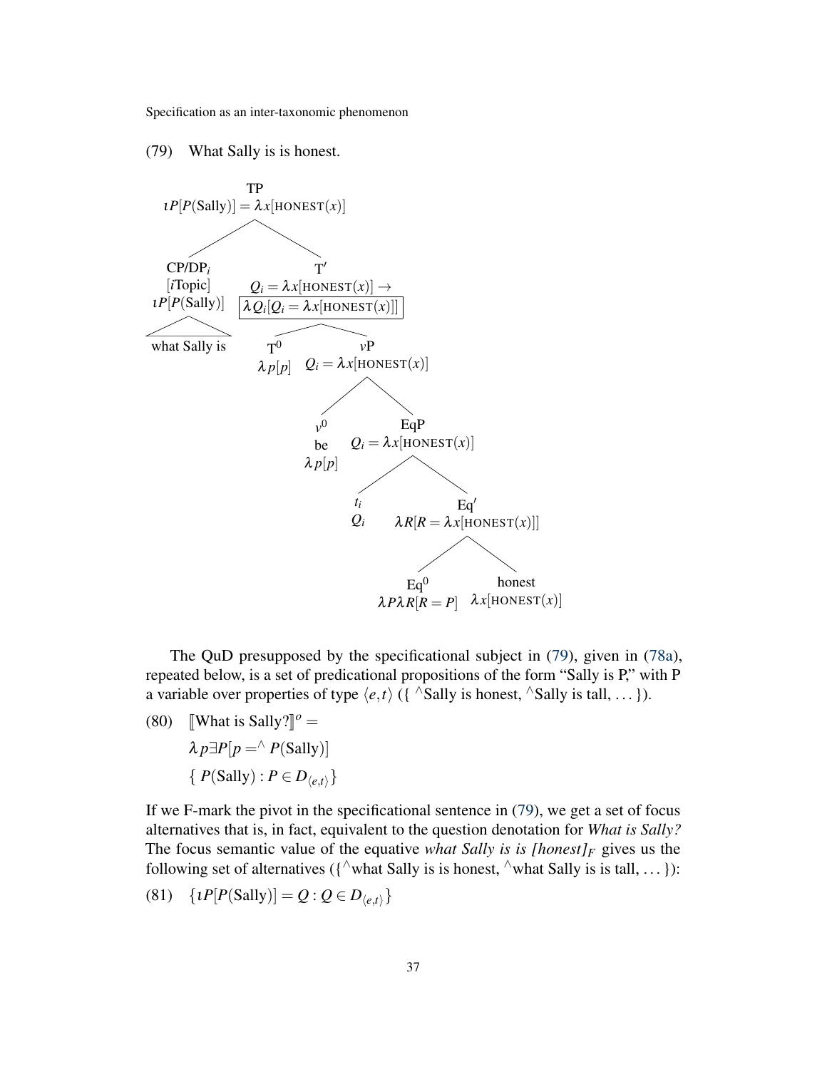(79) What Sally is is honest.

```
TP
ιP[P(Sally)] = λx[HONEST(x)]
├── CP/DP_i
│   [iTopic]
│   ιP[P(Sally)]
│   └── what Sally is
└── T′
    Q_i = λx[HONEST(x)] →
    [λQ_i[Q_i = λx[HONEST(x)]]]
    ├── T^0
    │   λp[p]
    └── vP
        Q_i = λx[HONEST(x)]
        ├── v^0
        │   be
        │   λp[p]
        └── EqP
            Q_i = λx[HONEST(x)]
            ├── t_i
            │   Q_i
            └── Eq′
                λR[R = λx[HONEST(x)]]
                ├── Eq^0
                │   λPλR[R = P]
                └── honest
                    λx[HONEST(x)]
```

The QuD presupposed by the specificational subject in (79), given in (78a), repeated below, is a set of predicational propositions of the form "Sally is P," with P a variable over properties of type $\langle e,t \rangle$ ({ $^\wedge$Sally is honest, $^\wedge$Sally is tall, ... }).

(80) $[\![\text{What is Sally?}]\!]^o =$

$$\lambda p \exists P[p = ^\wedge P(\text{Sally})]$$

$$\{ P(\text{Sally}) : P \in D_{\langle e,t \rangle} \}$$

If we F-mark the pivot in the specificational sentence in (79), we get a set of focus alternatives that is, in fact, equivalent to the question denotation for *What is Sally?* The focus semantic value of the equative *what Sally is is [honest]$_F$* gives us the following set of alternatives ({$^\wedge$what Sally is is honest, $^\wedge$what Sally is is tall, ... }):

(81) $\{\iota P[P(\text{Sally})] = Q : Q \in D_{\langle e,t \rangle}\}$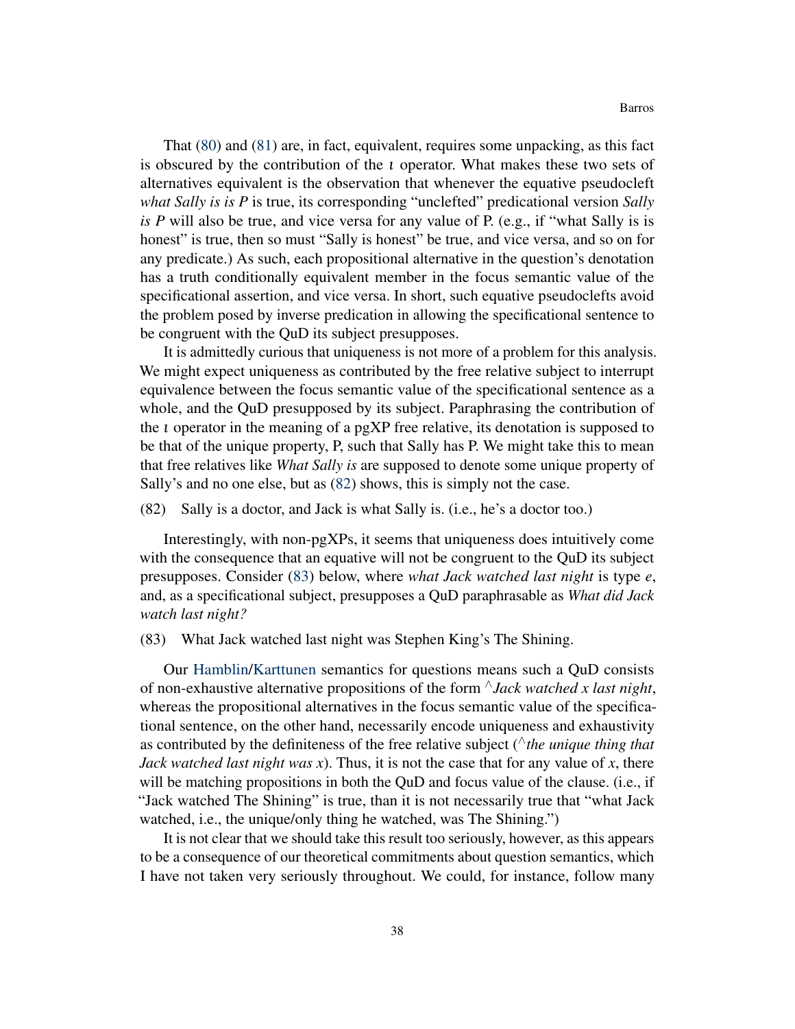That (80) and (81) are, in fact, equivalent, requires some unpacking, as this fact is obscured by the contribution of the $\iota$ operator. What makes these two sets of alternatives equivalent is the observation that whenever the equative pseudocleft *what Sally is is P* is true, its corresponding "unclefted" predicational version *Sally is P* will also be true, and vice versa for any value of P. (e.g., if "what Sally is is honest" is true, then so must "Sally is honest" be true, and vice versa, and so on for any predicate.) As such, each propositional alternative in the question's denotation has a truth conditionally equivalent member in the focus semantic value of the specificational assertion, and vice versa. In short, such equative pseudoclefts avoid the problem posed by inverse predication in allowing the specificational sentence to be congruent with the QuD its subject presupposes.

It is admittedly curious that uniqueness is not more of a problem for this analysis. We might expect uniqueness as contributed by the free relative subject to interrupt equivalence between the focus semantic value of the specificational sentence as a whole, and the QuD presupposed by its subject. Paraphrasing the contribution of the $\iota$ operator in the meaning of a pgXP free relative, its denotation is supposed to be that of the unique property, P, such that Sally has P. We might take this to mean that free relatives like *What Sally is* are supposed to denote some unique property of Sally's and no one else, but as (82) shows, this is simply not the case.

(82) Sally is a doctor, and Jack is what Sally is. (i.e., he's a doctor too.)

Interestingly, with non-pgXPs, it seems that uniqueness does intuitively come with the consequence that an equative will not be congruent to the QuD its subject presupposes. Consider (83) below, where *what Jack watched last night* is type *e*, and, as a specificational subject, presupposes a QuD paraphrasable as *What did Jack watch last night?*

(83) What Jack watched last night was Stephen King's The Shining.

Our Hamblin/Karttunen semantics for questions means such a QuD consists of non-exhaustive alternative propositions of the form $^\wedge$*Jack watched x last night*, whereas the propositional alternatives in the focus semantic value of the specificational sentence, on the other hand, necessarily encode uniqueness and exhaustivity as contributed by the definiteness of the free relative subject ($^\wedge$*the unique thing that Jack watched last night was x*). Thus, it is not the case that for any value of *x*, there will be matching propositions in both the QuD and focus value of the clause. (i.e., if "Jack watched The Shining" is true, than it is not necessarily true that "what Jack watched, i.e., the unique/only thing he watched, was The Shining.")

It is not clear that we should take this result too seriously, however, as this appears to be a consequence of our theoretical commitments about question semantics, which I have not taken very seriously throughout. We could, for instance, follow many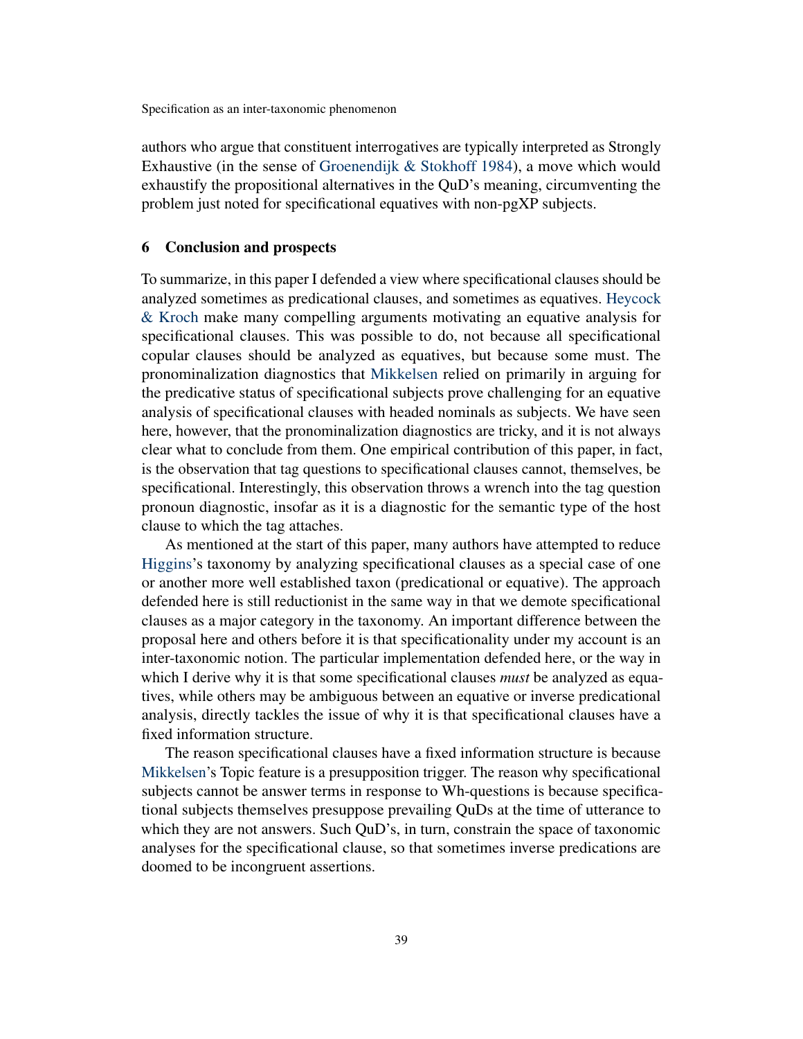authors who argue that constituent interrogatives are typically interpreted as Strongly Exhaustive (in the sense of Groenendijk & Stokhoff 1984), a move which would exhaustify the propositional alternatives in the QuD's meaning, circumventing the problem just noted for specificational equatives with non-pgXP subjects.

## 6 Conclusion and prospects

To summarize, in this paper I defended a view where specificational clauses should be analyzed sometimes as predicational clauses, and sometimes as equatives. Heycock & Kroch make many compelling arguments motivating an equative analysis for specificational clauses. This was possible to do, not because all specificational copular clauses should be analyzed as equatives, but because some must. The pronominalization diagnostics that Mikkelsen relied on primarily in arguing for the predicative status of specificational subjects prove challenging for an equative analysis of specificational clauses with headed nominals as subjects. We have seen here, however, that the pronominalization diagnostics are tricky, and it is not always clear what to conclude from them. One empirical contribution of this paper, in fact, is the observation that tag questions to specificational clauses cannot, themselves, be specificational. Interestingly, this observation throws a wrench into the tag question pronoun diagnostic, insofar as it is a diagnostic for the semantic type of the host clause to which the tag attaches.

As mentioned at the start of this paper, many authors have attempted to reduce Higgins's taxonomy by analyzing specificational clauses as a special case of one or another more well established taxon (predicational or equative). The approach defended here is still reductionist in the same way in that we demote specificational clauses as a major category in the taxonomy. An important difference between the proposal here and others before it is that specificationality under my account is an inter-taxonomic notion. The particular implementation defended here, or the way in which I derive why it is that some specificational clauses *must* be analyzed as equatives, while others may be ambiguous between an equative or inverse predicational analysis, directly tackles the issue of why it is that specificational clauses have a fixed information structure.

The reason specificational clauses have a fixed information structure is because Mikkelsen's Topic feature is a presupposition trigger. The reason why specificational subjects cannot be answer terms in response to Wh-questions is because specificational subjects themselves presuppose prevailing QuDs at the time of utterance to which they are not answers. Such QuD's, in turn, constrain the space of taxonomic analyses for the specificational clause, so that sometimes inverse predications are doomed to be incongruent assertions.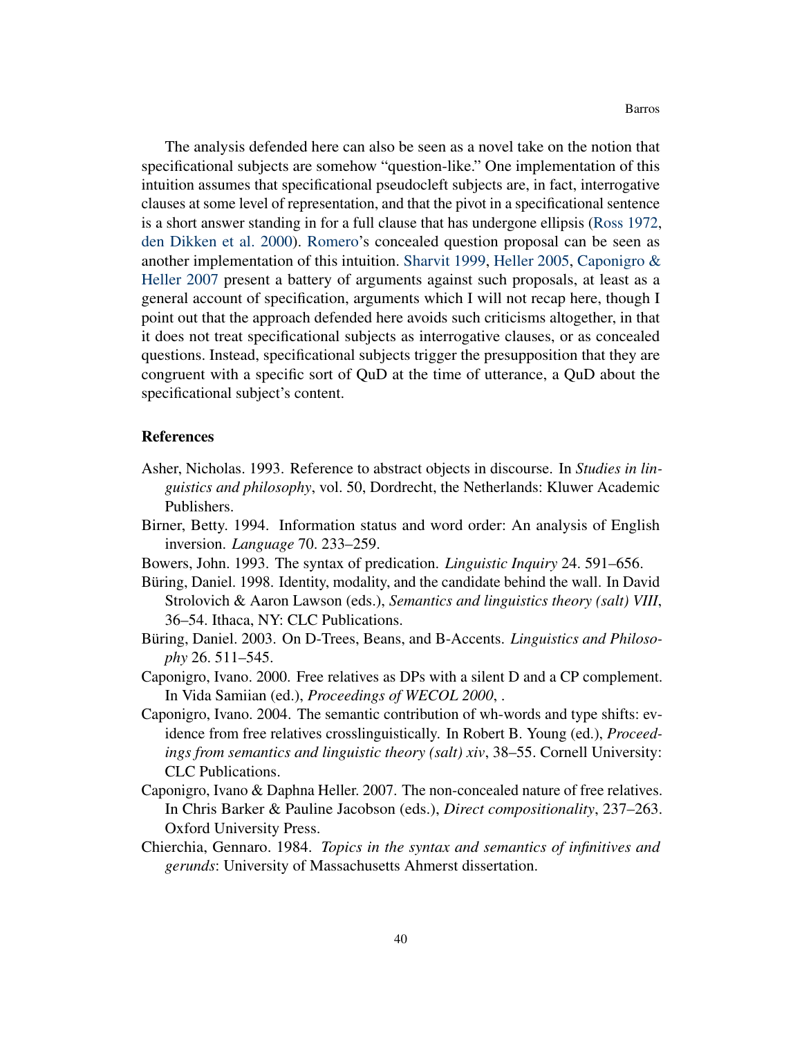The analysis defended here can also be seen as a novel take on the notion that specificational subjects are somehow "question-like." One implementation of this intuition assumes that specificational pseudocleft subjects are, in fact, interrogative clauses at some level of representation, and that the pivot in a specificational sentence is a short answer standing in for a full clause that has undergone ellipsis (Ross 1972, den Dikken et al. 2000). Romero's concealed question proposal can be seen as another implementation of this intuition. Sharvit 1999, Heller 2005, Caponigro & Heller 2007 present a battery of arguments against such proposals, at least as a general account of specification, arguments which I will not recap here, though I point out that the approach defended here avoids such criticisms altogether, in that it does not treat specificational subjects as interrogative clauses, or as concealed questions. Instead, specificational subjects trigger the presupposition that they are congruent with a specific sort of QuD at the time of utterance, a QuD about the specificational subject's content.

## References

Asher, Nicholas. 1993. Reference to abstract objects in discourse. In *Studies in linguistics and philosophy*, vol. 50, Dordrecht, the Netherlands: Kluwer Academic Publishers.

Birner, Betty. 1994. Information status and word order: An analysis of English inversion. *Language* 70. 233–259.

Bowers, John. 1993. The syntax of predication. *Linguistic Inquiry* 24. 591–656.

Büring, Daniel. 1998. Identity, modality, and the candidate behind the wall. In David Strolovich & Aaron Lawson (eds.), *Semantics and linguistics theory (salt) VIII*, 36–54. Ithaca, NY: CLC Publications.

Büring, Daniel. 2003. On D-Trees, Beans, and B-Accents. *Linguistics and Philosophy* 26. 511–545.

Caponigro, Ivano. 2000. Free relatives as DPs with a silent D and a CP complement. In Vida Samiian (ed.), *Proceedings of WECOL 2000*, .

Caponigro, Ivano. 2004. The semantic contribution of wh-words and type shifts: evidence from free relatives crosslinguistically. In Robert B. Young (ed.), *Proceedings from semantics and linguistic theory (salt) xiv*, 38–55. Cornell University: CLC Publications.

Caponigro, Ivano & Daphna Heller. 2007. The non-concealed nature of free relatives. In Chris Barker & Pauline Jacobson (eds.), *Direct compositionality*, 237–263. Oxford University Press.

Chierchia, Gennaro. 1984. *Topics in the syntax and semantics of infinitives and gerunds*: University of Massachusetts Ahmerst dissertation.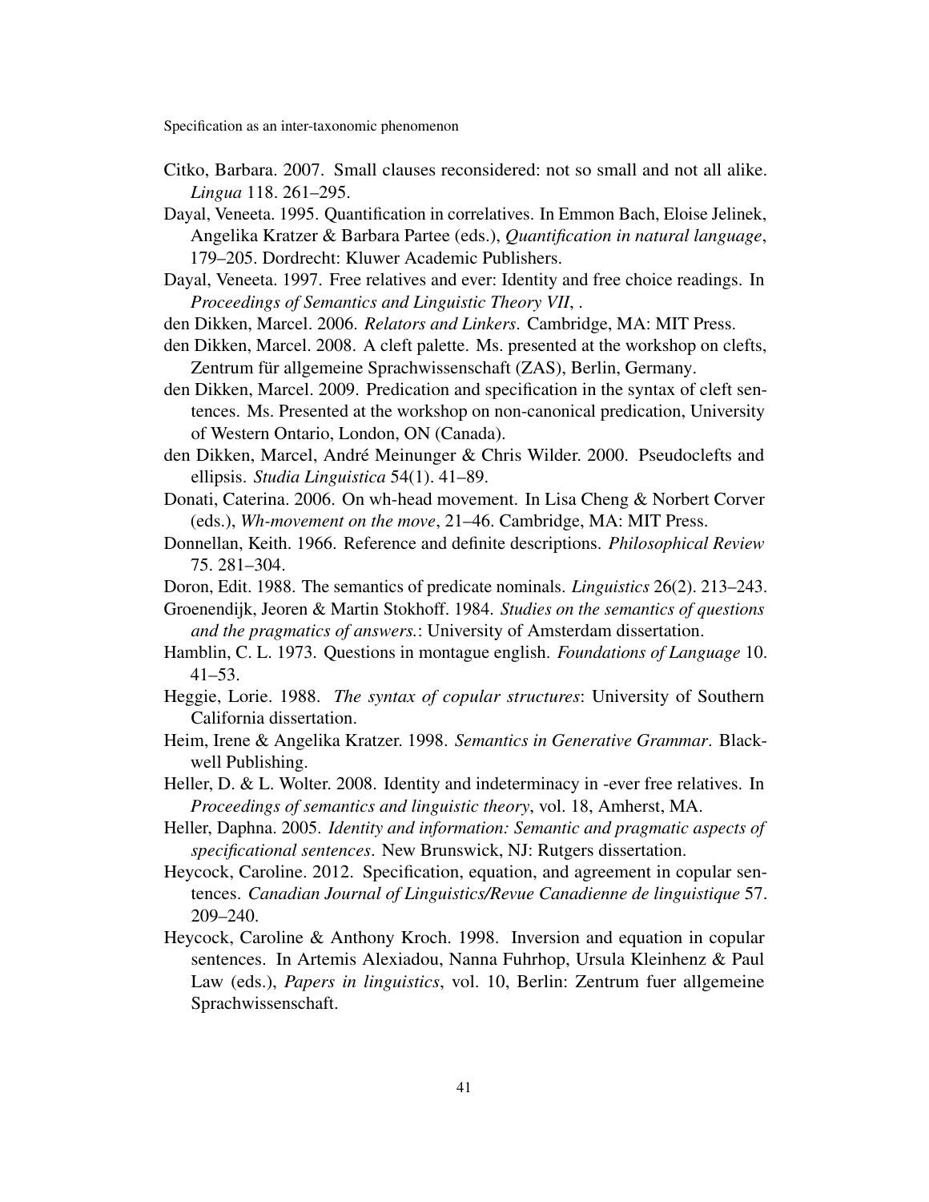Citko, Barbara. 2007. Small clauses reconsidered: not so small and not all alike. *Lingua* 118. 261–295.

Dayal, Veneeta. 1995. Quantification in correlatives. In Emmon Bach, Eloise Jelinek, Angelika Kratzer & Barbara Partee (eds.), *Quantification in natural language*, 179–205. Dordrecht: Kluwer Academic Publishers.

Dayal, Veneeta. 1997. Free relatives and ever: Identity and free choice readings. In *Proceedings of Semantics and Linguistic Theory VII*, .

den Dikken, Marcel. 2006. *Relators and Linkers*. Cambridge, MA: MIT Press.

den Dikken, Marcel. 2008. A cleft palette. Ms. presented at the workshop on clefts, Zentrum für allgemeine Sprachwissenschaft (ZAS), Berlin, Germany.

den Dikken, Marcel. 2009. Predication and specification in the syntax of cleft sentences. Ms. Presented at the workshop on non-canonical predication, University of Western Ontario, London, ON (Canada).

den Dikken, Marcel, André Meinunger & Chris Wilder. 2000. Pseudoclefts and ellipsis. *Studia Linguistica* 54(1). 41–89.

Donati, Caterina. 2006. On wh-head movement. In Lisa Cheng & Norbert Corver (eds.), *Wh-movement on the move*, 21–46. Cambridge, MA: MIT Press.

Donnellan, Keith. 1966. Reference and definite descriptions. *Philosophical Review* 75. 281–304.

Doron, Edit. 1988. The semantics of predicate nominals. *Linguistics* 26(2). 213–243.

Groenendijk, Jeoren & Martin Stokhoff. 1984. *Studies on the semantics of questions and the pragmatics of answers.*: University of Amsterdam dissertation.

Hamblin, C. L. 1973. Questions in montague english. *Foundations of Language* 10. 41–53.

Heggie, Lorie. 1988. *The syntax of copular structures*: University of Southern California dissertation.

Heim, Irene & Angelika Kratzer. 1998. *Semantics in Generative Grammar*. Blackwell Publishing.

Heller, D. & L. Wolter. 2008. Identity and indeterminacy in -ever free relatives. In *Proceedings of semantics and linguistic theory*, vol. 18, Amherst, MA.

Heller, Daphna. 2005. *Identity and information: Semantic and pragmatic aspects of specificational sentences*. New Brunswick, NJ: Rutgers dissertation.

Heycock, Caroline. 2012. Specification, equation, and agreement in copular sentences. *Canadian Journal of Linguistics/Revue Canadienne de linguistique* 57. 209–240.

Heycock, Caroline & Anthony Kroch. 1998. Inversion and equation in copular sentences. In Artemis Alexiadou, Nanna Fuhrhop, Ursula Kleinhenz & Paul Law (eds.), *Papers in linguistics*, vol. 10, Berlin: Zentrum fuer allgemeine Sprachwissenschaft.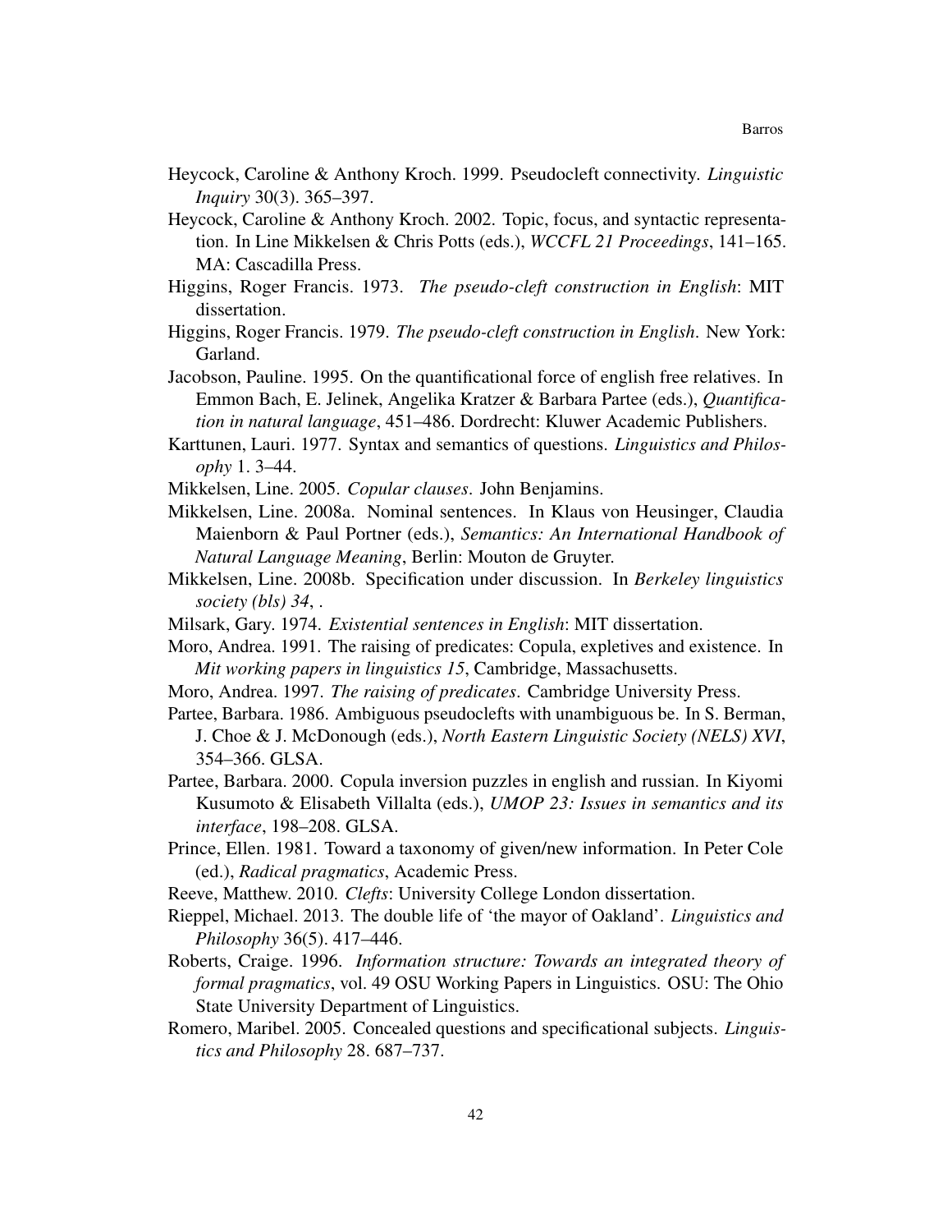Heycock, Caroline & Anthony Kroch. 1999. Pseudocleft connectivity. *Linguistic Inquiry* 30(3). 365–397.

Heycock, Caroline & Anthony Kroch. 2002. Topic, focus, and syntactic representation. In Line Mikkelsen & Chris Potts (eds.), *WCCFL 21 Proceedings*, 141–165. MA: Cascadilla Press.

Higgins, Roger Francis. 1973. *The pseudo-cleft construction in English*: MIT dissertation.

Higgins, Roger Francis. 1979. *The pseudo-cleft construction in English*. New York: Garland.

Jacobson, Pauline. 1995. On the quantificational force of english free relatives. In Emmon Bach, E. Jelinek, Angelika Kratzer & Barbara Partee (eds.), *Quantification in natural language*, 451–486. Dordrecht: Kluwer Academic Publishers.

Karttunen, Lauri. 1977. Syntax and semantics of questions. *Linguistics and Philosophy* 1. 3–44.

Mikkelsen, Line. 2005. *Copular clauses*. John Benjamins.

Mikkelsen, Line. 2008a. Nominal sentences. In Klaus von Heusinger, Claudia Maienborn & Paul Portner (eds.), *Semantics: An International Handbook of Natural Language Meaning*, Berlin: Mouton de Gruyter.

Mikkelsen, Line. 2008b. Specification under discussion. In *Berkeley linguistics society (bls) 34*, .

Milsark, Gary. 1974. *Existential sentences in English*: MIT dissertation.

Moro, Andrea. 1991. The raising of predicates: Copula, expletives and existence. In *Mit working papers in linguistics 15*, Cambridge, Massachusetts.

Moro, Andrea. 1997. *The raising of predicates*. Cambridge University Press.

Partee, Barbara. 1986. Ambiguous pseudoclefts with unambiguous be. In S. Berman, J. Choe & J. McDonough (eds.), *North Eastern Linguistic Society (NELS) XVI*, 354–366. GLSA.

Partee, Barbara. 2000. Copula inversion puzzles in english and russian. In Kiyomi Kusumoto & Elisabeth Villalta (eds.), *UMOP 23: Issues in semantics and its interface*, 198–208. GLSA.

Prince, Ellen. 1981. Toward a taxonomy of given/new information. In Peter Cole (ed.), *Radical pragmatics*, Academic Press.

Reeve, Matthew. 2010. *Clefts*: University College London dissertation.

Rieppel, Michael. 2013. The double life of 'the mayor of Oakland'. *Linguistics and Philosophy* 36(5). 417–446.

Roberts, Craige. 1996. *Information structure: Towards an integrated theory of formal pragmatics*, vol. 49 OSU Working Papers in Linguistics. OSU: The Ohio State University Department of Linguistics.

Romero, Maribel. 2005. Concealed questions and specificational subjects. *Linguistics and Philosophy* 28. 687–737.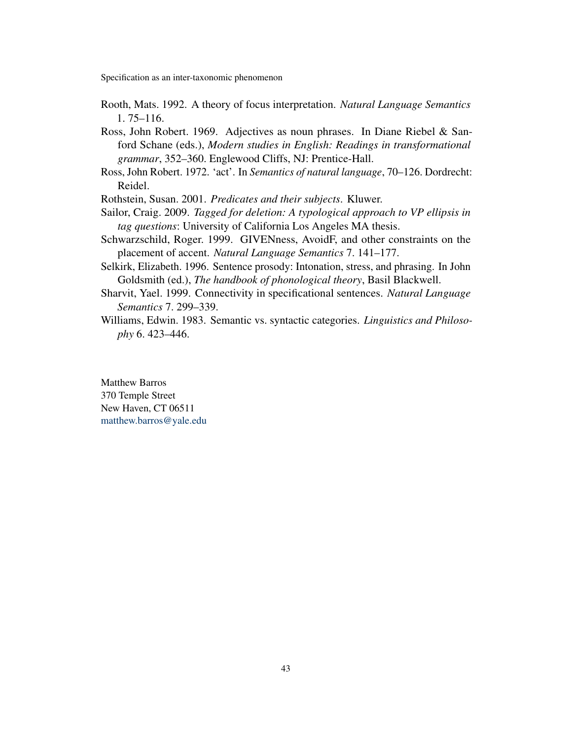Rooth, Mats. 1992. A theory of focus interpretation. *Natural Language Semantics* 1. 75–116.

Ross, John Robert. 1969. Adjectives as noun phrases. In Diane Riebel & Sanford Schane (eds.), *Modern studies in English: Readings in transformational grammar*, 352–360. Englewood Cliffs, NJ: Prentice-Hall.

Ross, John Robert. 1972. 'act'. In *Semantics of natural language*, 70–126. Dordrecht: Reidel.

Rothstein, Susan. 2001. *Predicates and their subjects*. Kluwer.

Sailor, Craig. 2009. *Tagged for deletion: A typological approach to VP ellipsis in tag questions*: University of California Los Angeles MA thesis.

Schwarzschild, Roger. 1999. GIVENness, AvoidF, and other constraints on the placement of accent. *Natural Language Semantics* 7. 141–177.

Selkirk, Elizabeth. 1996. Sentence prosody: Intonation, stress, and phrasing. In John Goldsmith (ed.), *The handbook of phonological theory*, Basil Blackwell.

Sharvit, Yael. 1999. Connectivity in specificational sentences. *Natural Language Semantics* 7. 299–339.

Williams, Edwin. 1983. Semantic vs. syntactic categories. *Linguistics and Philosophy* 6. 423–446.

Matthew Barros
370 Temple Street
New Haven, CT 06511
matthew.barros@yale.edu